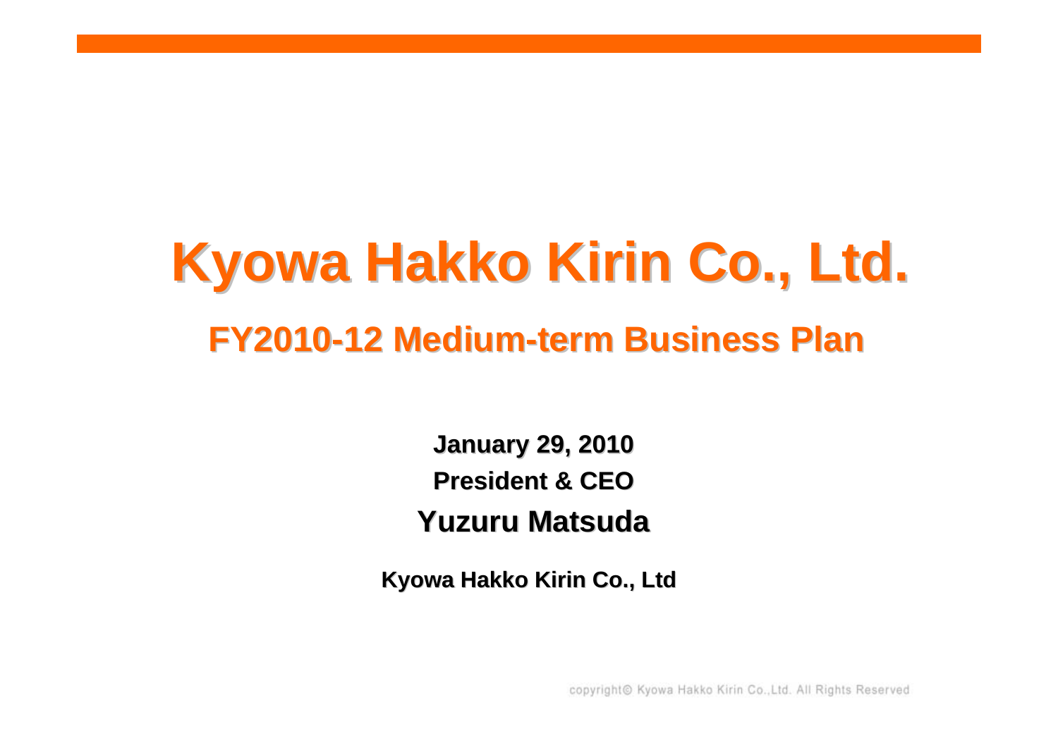# Kyowa Hakko Kirin Co., Ltd.

## FY2010-12 Medium-term Business Plan

**January 29, 2010**

**President & CEO**

**Yuzuru Matsuda**

**Kyowa Hakko Kirin Co., Ltd**

copyright© Kyowa Hakko Kirin Co.,Ltd. All Rights Reserved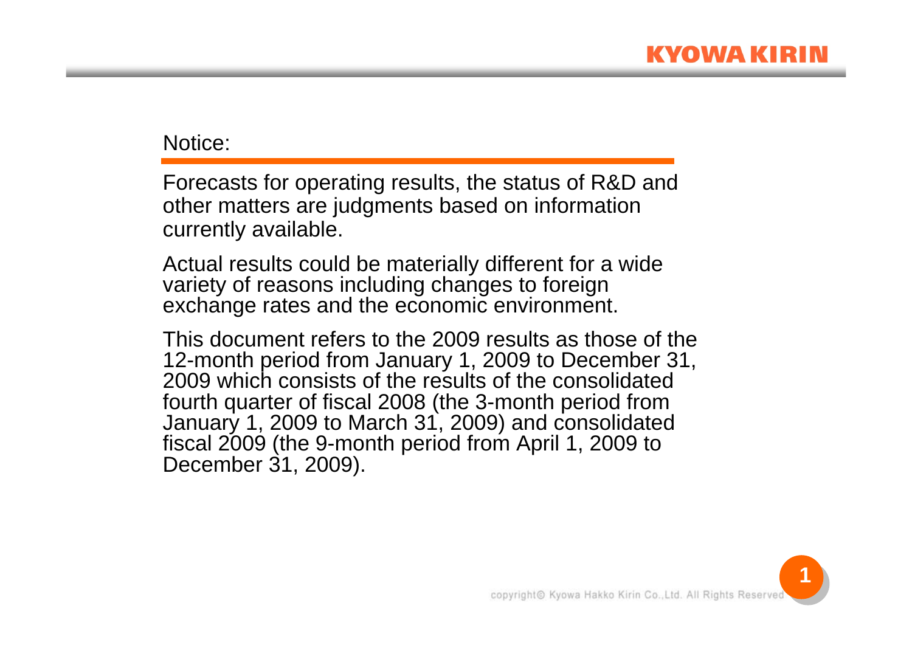## Notice:

Forecasts for operating results, the status of R&D and other matters are judgments based on information currently available.

Actual results could be materially different for a wide variety of reasons including changes to foreign exchange rates and the economic environment.

This document refers to the 2009 results as those of the 12-month period from January 1, 2009 to December 31, 2009 which consists of the results of the consolidated fourth quarter of fiscal 2008 (the 3-month period from January 1, 2009 to March 31, 2009) and consolidated fiscal 2009 (the 9-month period from April 1, 2009 to December 31, 2009).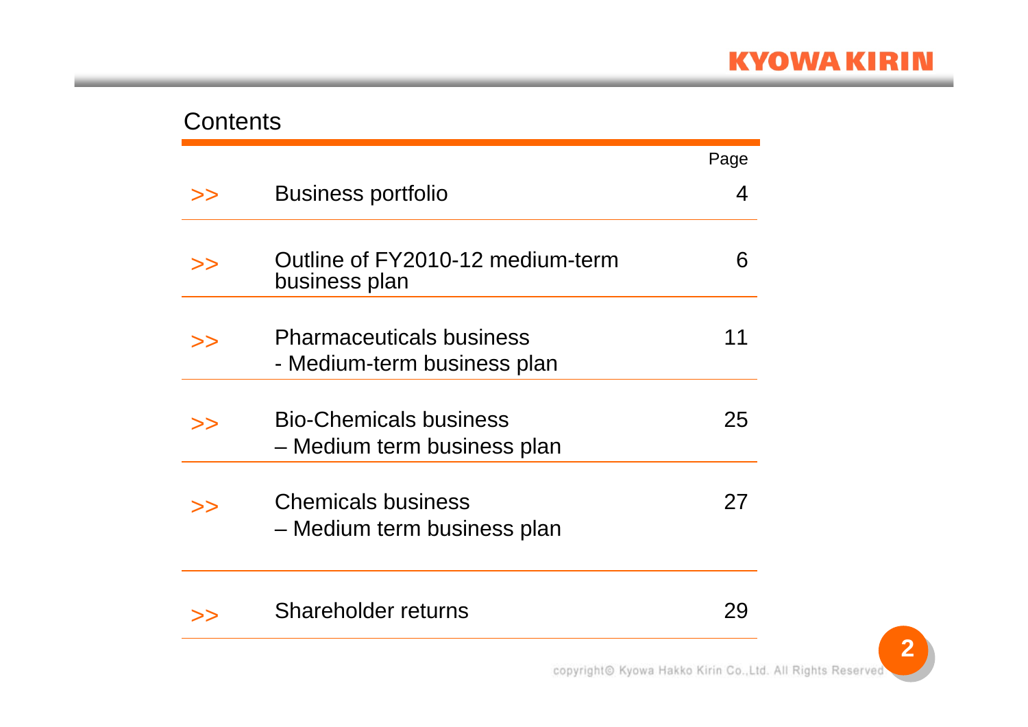# Contents

| | | Page |
|---|---|---|
| >> | Business portfolio | 4 |
| >> | Outline of FY2010-12 medium-term business plan | 6 |
| >> | Pharmaceuticals business - Medium-term business plan | 11 |
| >> | Bio-Chemicals business – Medium term business plan | 25 |
| >> | Chemicals business – Medium term business plan | 27 |
| >> | Shareholder returns | 29 |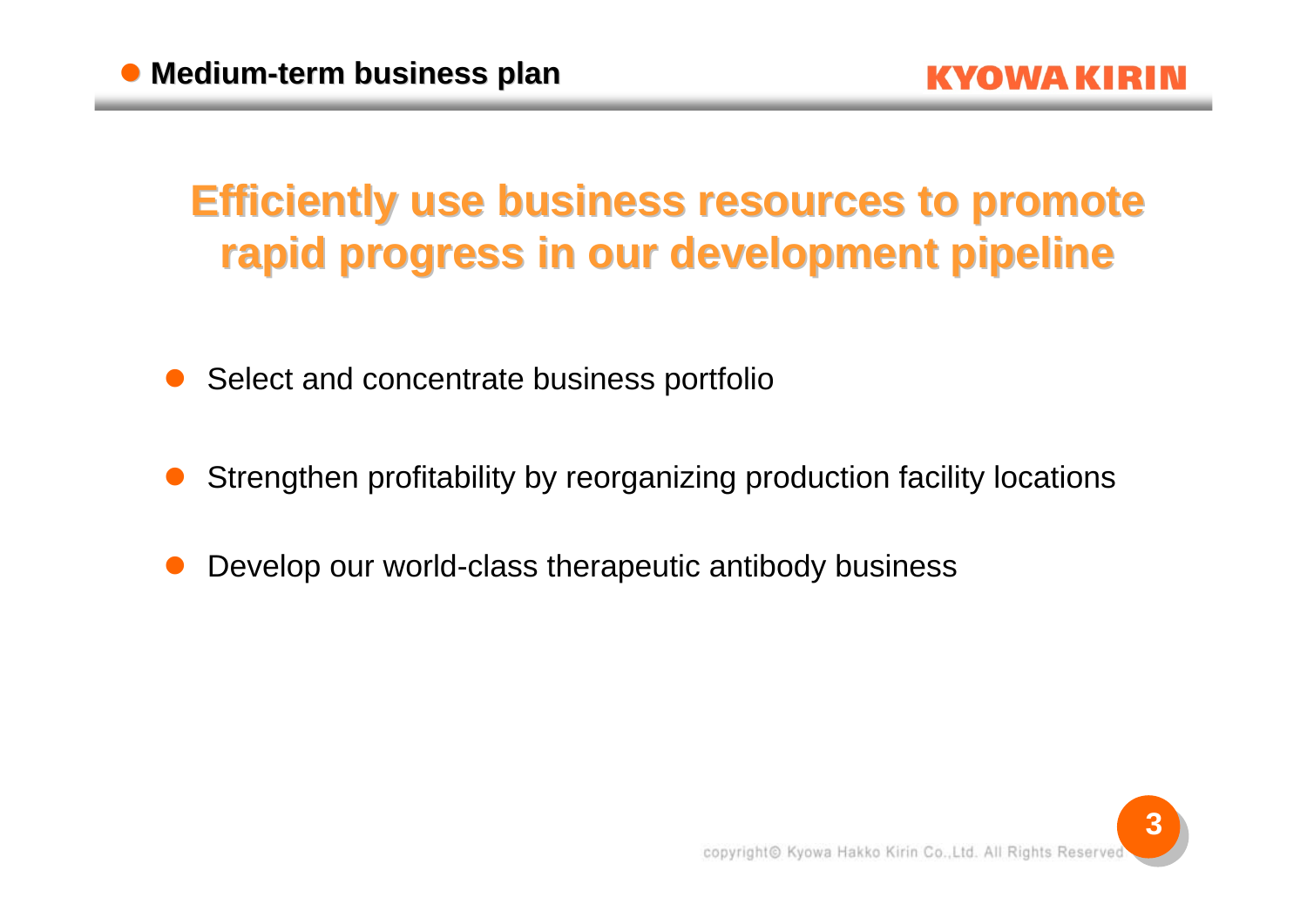## Medium-term business plan

# Efficiently use business resources to promote rapid progress in our development pipeline

- Select and concentrate business portfolio
- Strengthen profitability by reorganizing production facility locations
- Develop our world-class therapeutic antibody business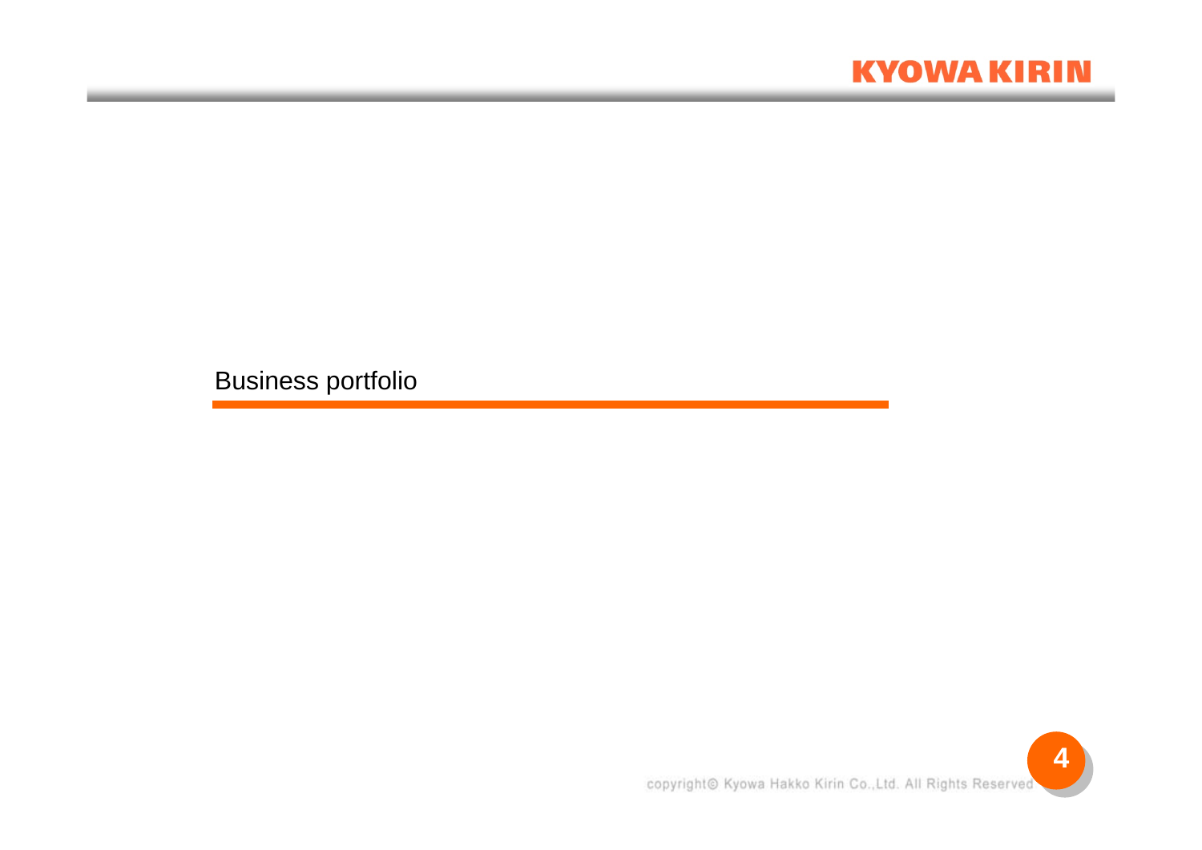# Business portfolio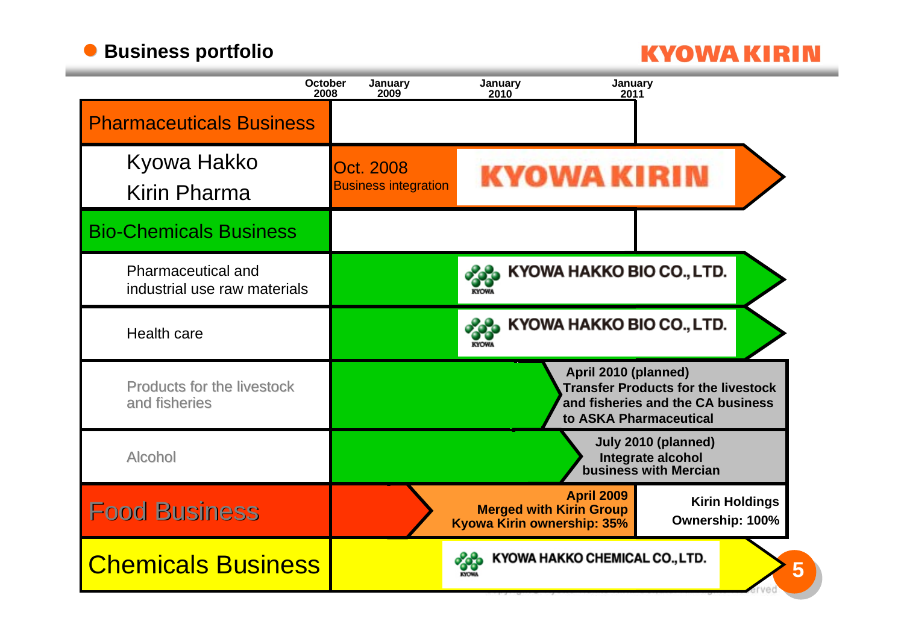## Business portfolio

| | October 2008 | January 2009 | January 2010 | January 2011 |
|---|---|---|---|---|
| **Pharmaceuticals Business** | | | | |
| Kyowa Hakko<br>Kirin Pharma | Oct. 2008<br>Business integration | KYOWA KIRIN | | |
| **Bio-Chemicals Business** | | | | |
| Pharmaceutical and industrial use raw materials | | KYOWA HAKKO BIO CO., LTD. | | |
| Health care | | KYOWA HAKKO BIO CO., LTD. | | |
| Products for the livestock and fisheries | | | April 2010 (planned)<br>Transfer Products for the livestock and fisheries and the CA business to ASKA Pharmaceutical | |
| Alcohol | | | July 2010 (planned)<br>Integrate alcohol business with Mercian | |
| **Food Business** | | April 2009<br>Merged with Kirin Group<br>Kyowa Kirin ownership: 35% | | Kirin Holdings<br>Ownership: 100% |
| **Chemicals Business** | | KYOWA HAKKO CHEMICAL CO., LTD. | | |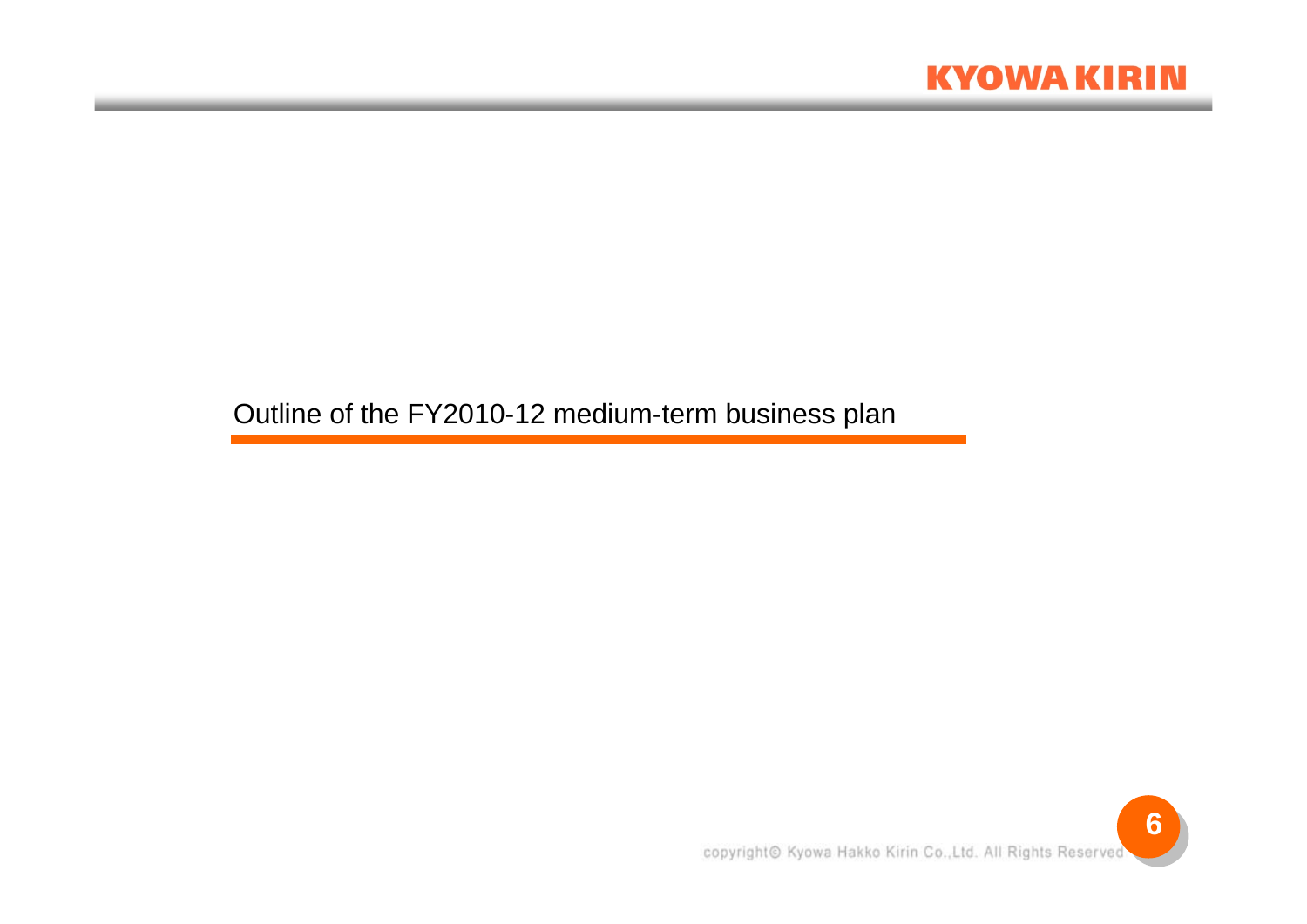## Outline of the FY2010-12 medium-term business plan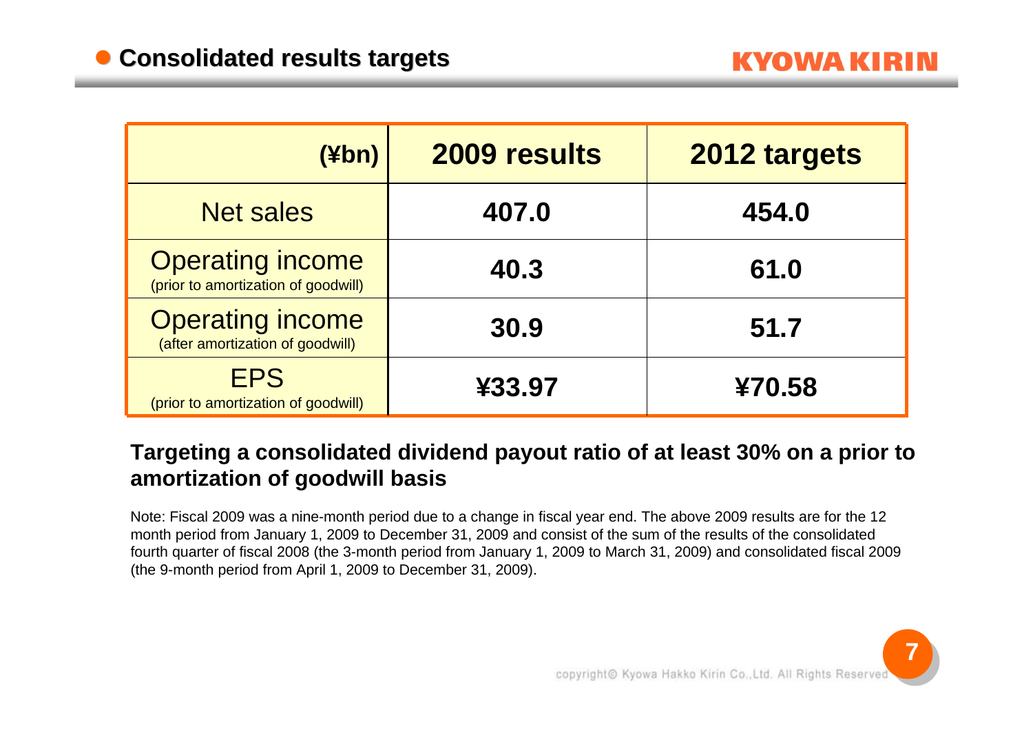## Consolidated results targets

| (¥bn) | 2009 results | 2012 targets |
|---|---|---|
| Net sales | 407.0 | 454.0 |
| Operating income (prior to amortization of goodwill) | 40.3 | 61.0 |
| Operating income (after amortization of goodwill) | 30.9 | 51.7 |
| EPS (prior to amortization of goodwill) | ¥33.97 | ¥70.58 |

**Targeting a consolidated dividend payout ratio of at least 30% on a prior to amortization of goodwill basis**

Note: Fiscal 2009 was a nine-month period due to a change in fiscal year end. The above 2009 results are for the 12 month period from January 1, 2009 to December 31, 2009 and consist of the sum of the results of the consolidated fourth quarter of fiscal 2008 (the 3-month period from January 1, 2009 to March 31, 2009) and consolidated fiscal 2009 (the 9-month period from April 1, 2009 to December 31, 2009).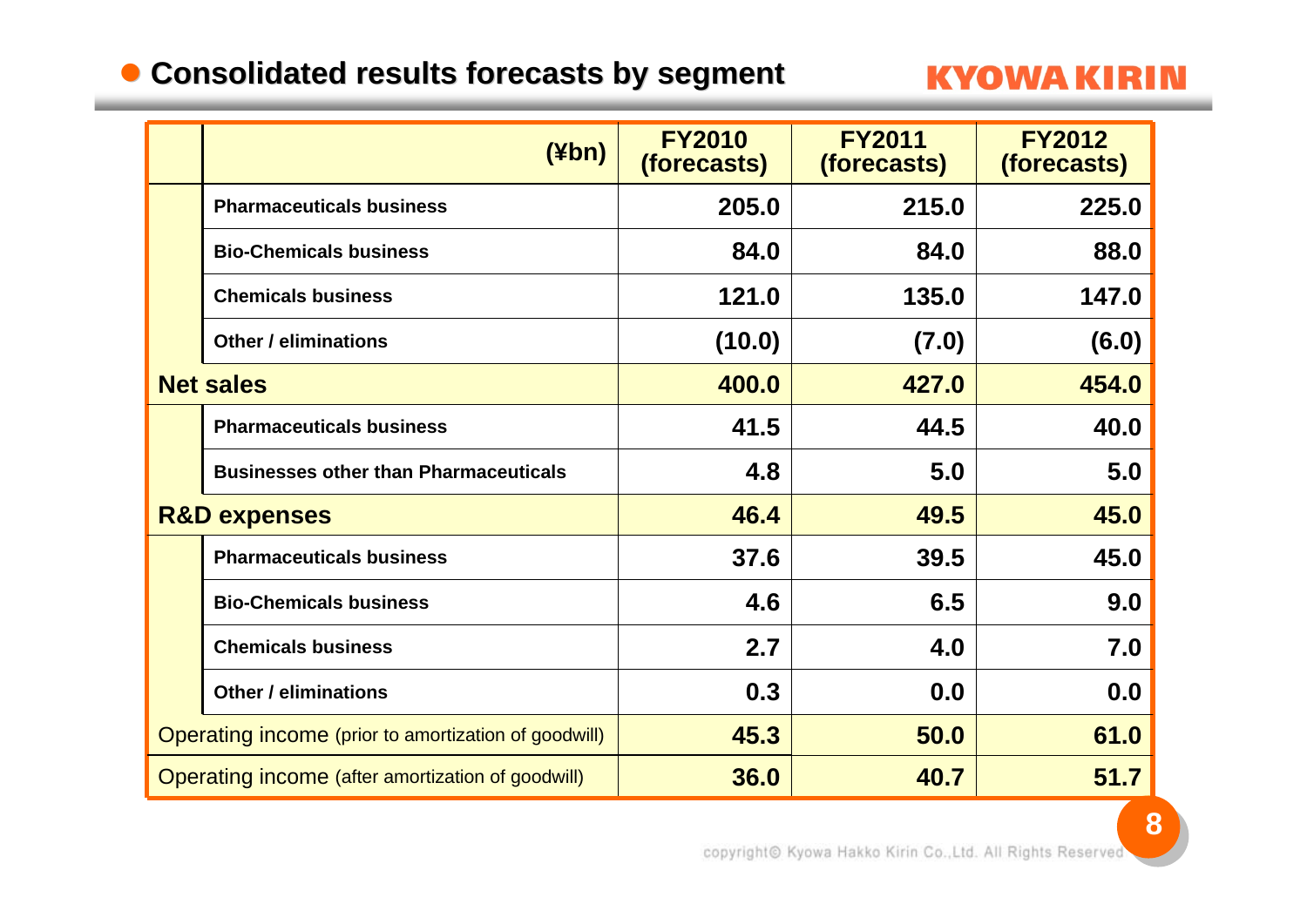## Consolidated results forecasts by segment

| (¥bn) | FY2010 (forecasts) | FY2011 (forecasts) | FY2012 (forecasts) |
|---|---|---|---|
| Pharmaceuticals business | 205.0 | 215.0 | 225.0 |
| Bio-Chemicals business | 84.0 | 84.0 | 88.0 |
| Chemicals business | 121.0 | 135.0 | 147.0 |
| Other / eliminations | (10.0) | (7.0) | (6.0) |
| **Net sales** | **400.0** | **427.0** | **454.0** |
| Pharmaceuticals business | 41.5 | 44.5 | 40.0 |
| Businesses other than Pharmaceuticals | 4.8 | 5.0 | 5.0 |
| **R&D expenses** | **46.4** | **49.5** | **45.0** |
| Pharmaceuticals business | 37.6 | 39.5 | 45.0 |
| Bio-Chemicals business | 4.6 | 6.5 | 9.0 |
| Chemicals business | 2.7 | 4.0 | 7.0 |
| Other / eliminations | 0.3 | 0.0 | 0.0 |
| Operating income (prior to amortization of goodwill) | 45.3 | 50.0 | 61.0 |
| Operating income (after amortization of goodwill) | 36.0 | 40.7 | 51.7 |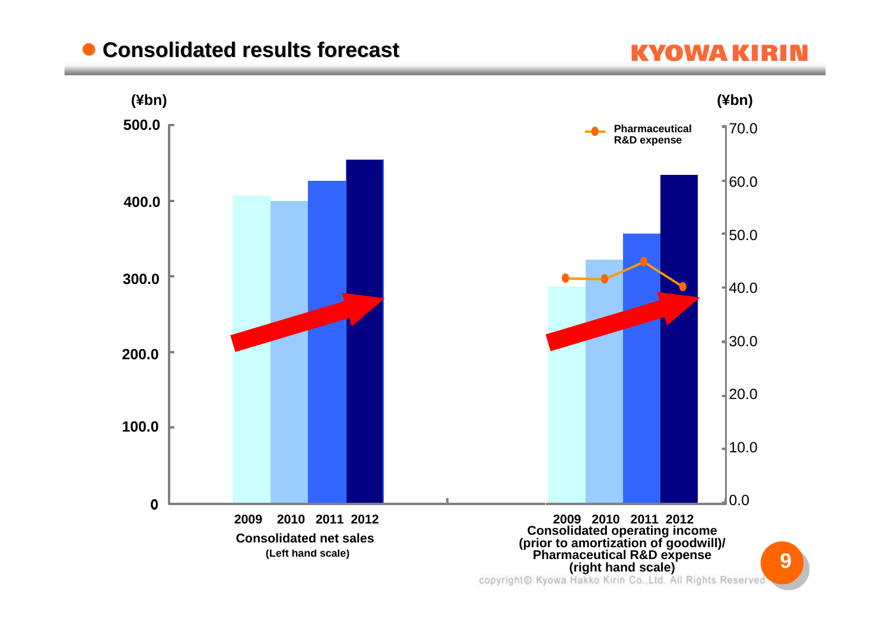## Consolidated results forecast

KYOWA KIRIN

(¥bn)

500.0
400.0
300.0
200.0
100.0
0

2009 2010 2011 2012

Consolidated net sales
(Left hand scale)

(¥bn)

70.0
60.0
50.0
40.0
30.0
20.0
10.0
0.0

Pharmaceutical R&D expense

2009 2010 2011 2012

Consolidated operating income (prior to amortization of goodwill)/ Pharmaceutical R&D expense (right hand scale)

copyright© Kyowa Hakko Kirin Co.,Ltd. All Rights Reserved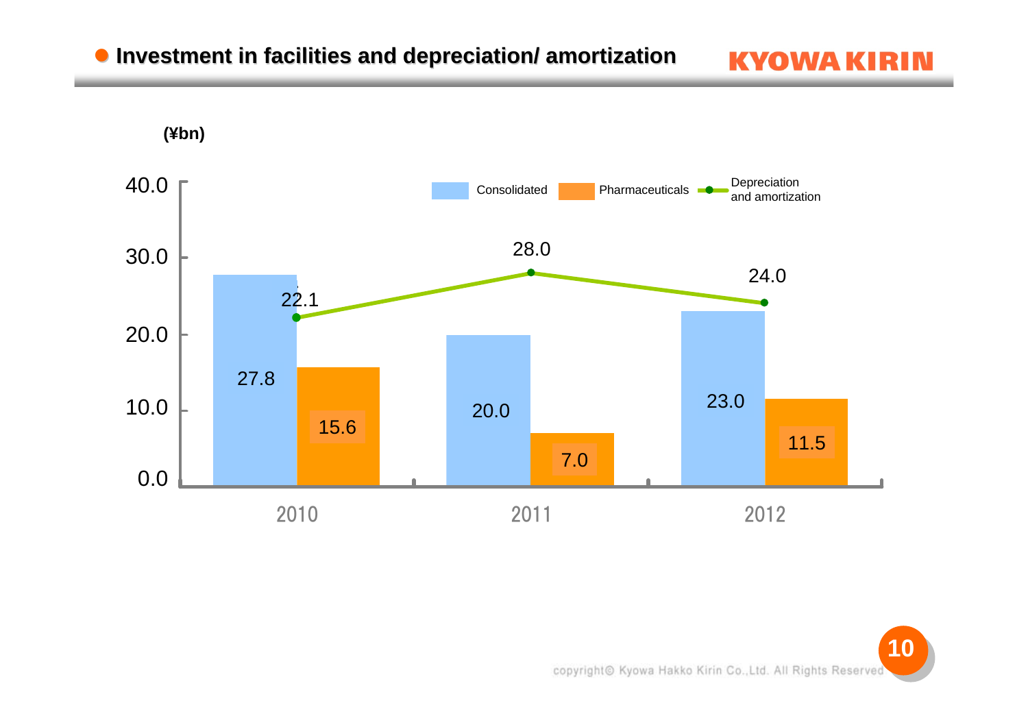## Investment in facilities and depreciation/ amortization

(¥bn)

| | 2010 | 2011 | 2012 |
|---|---|---|---|
| Consolidated | 27.8 | 20.0 | 23.0 |
| Pharmaceuticals | 15.6 | 7.0 | 11.5 |
| Depreciation and amortization | 22.1 | 28.0 | 24.0 |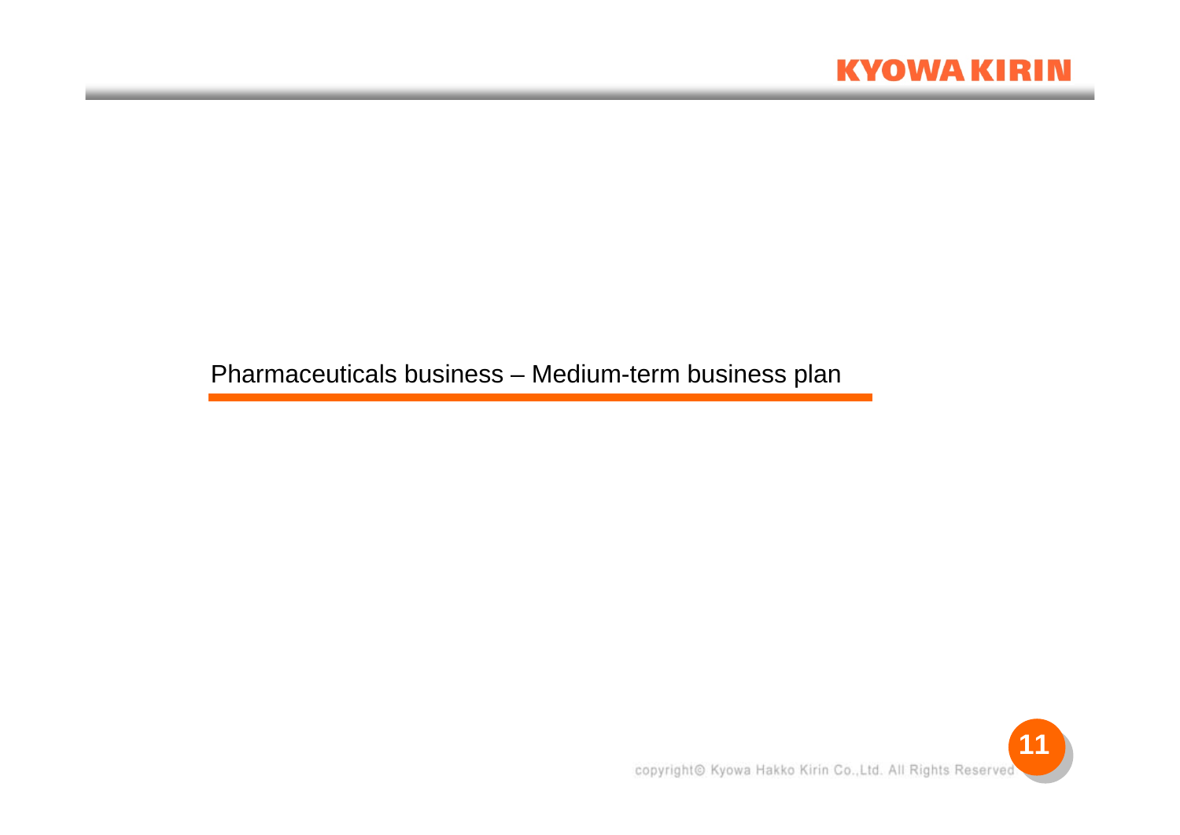# Pharmaceuticals business – Medium-term business plan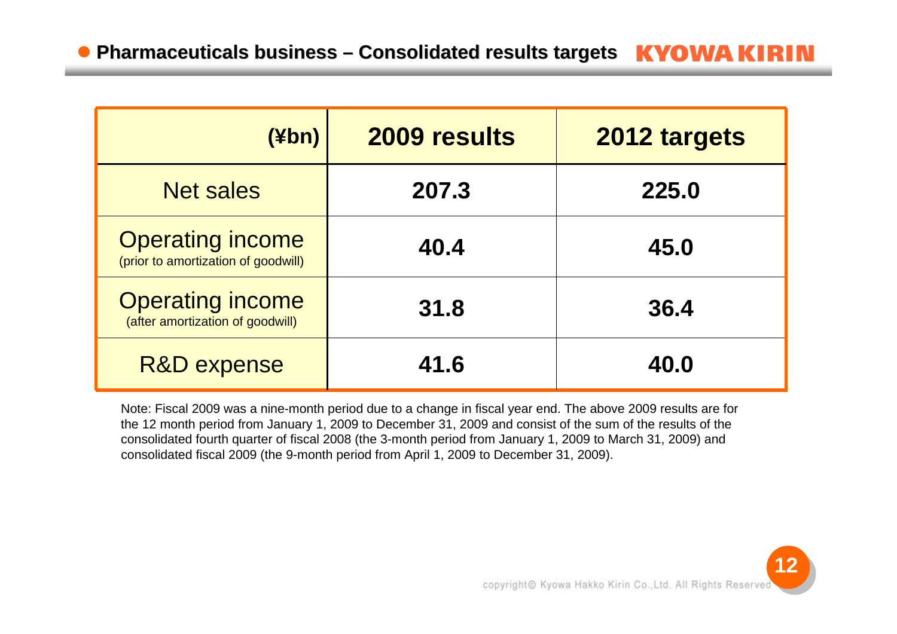## Pharmaceuticals business – Consolidated results targets

| (¥bn) | 2009 results | 2012 targets |
|---|---|---|
| Net sales | 207.3 | 225.0 |
| Operating income (prior to amortization of goodwill) | 40.4 | 45.0 |
| Operating income (after amortization of goodwill) | 31.8 | 36.4 |
| R&D expense | 41.6 | 40.0 |

Note: Fiscal 2009 was a nine-month period due to a change in fiscal year end. The above 2009 results are for the 12 month period from January 1, 2009 to December 31, 2009 and consist of the sum of the results of the consolidated fourth quarter of fiscal 2008 (the 3-month period from January 1, 2009 to March 31, 2009) and consolidated fiscal 2009 (the 9-month period from April 1, 2009 to December 31, 2009).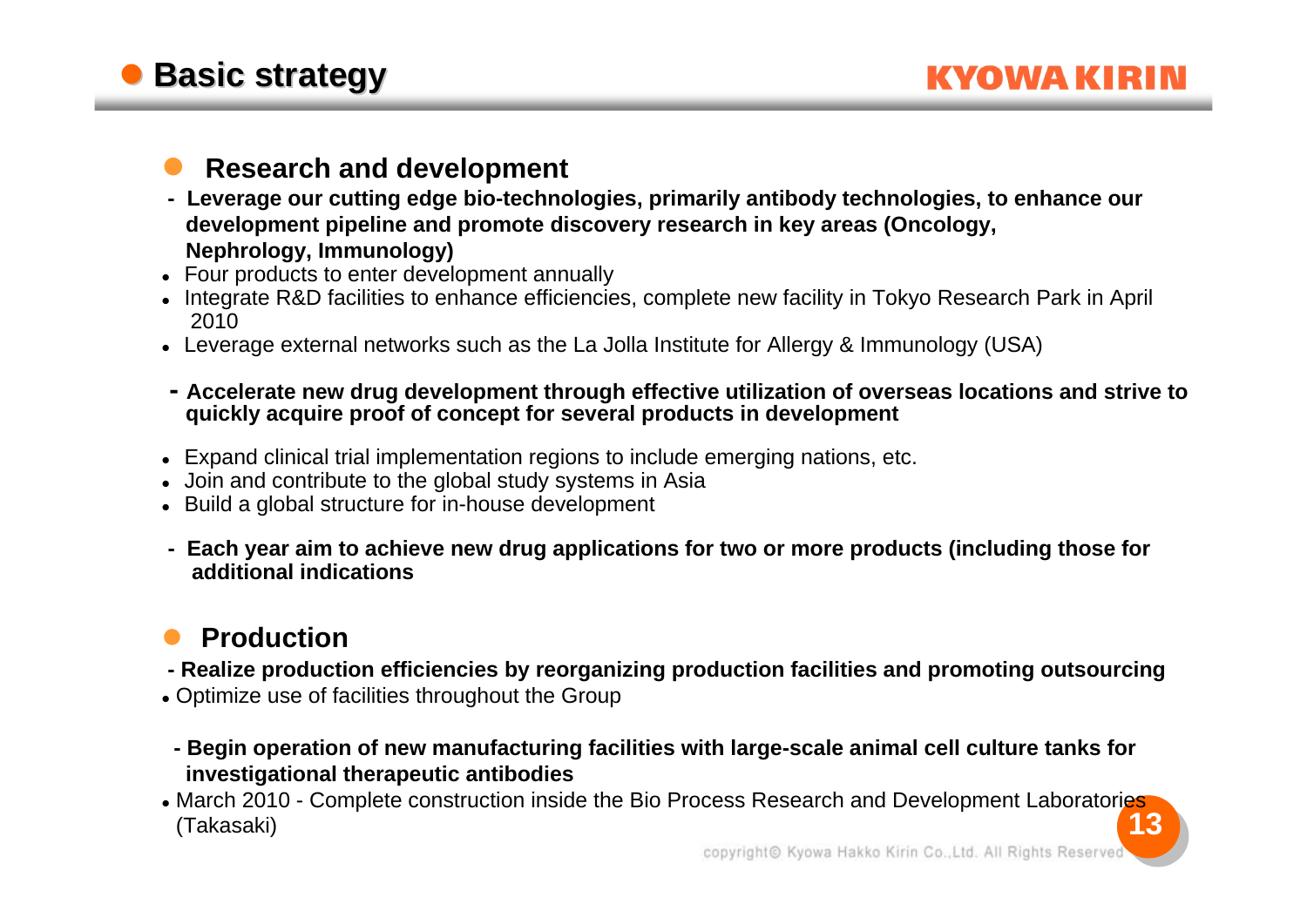# Basic strategy

## Research and development

**- Leverage our cutting edge bio-technologies, primarily antibody technologies, to enhance our development pipeline and promote discovery research in key areas (Oncology, Nephrology, Immunology)**

- Four products to enter development annually
- Integrate R&D facilities to enhance efficiencies, complete new facility in Tokyo Research Park in April 2010
- Leverage external networks such as the La Jolla Institute for Allergy & Immunology (USA)

**- Accelerate new drug development through effective utilization of overseas locations and strive to quickly acquire proof of concept for several products in development**

- Expand clinical trial implementation regions to include emerging nations, etc.
- Join and contribute to the global study systems in Asia
- Build a global structure for in-house development

**- Each year aim to achieve new drug applications for two or more products (including those for additional indications**

## Production

**- Realize production efficiencies by reorganizing production facilities and promoting outsourcing**

- Optimize use of facilities throughout the Group

**- Begin operation of new manufacturing facilities with large-scale animal cell culture tanks for investigational therapeutic antibodies**

- March 2010 - Complete construction inside the Bio Process Research and Development Laboratories (Takasaki)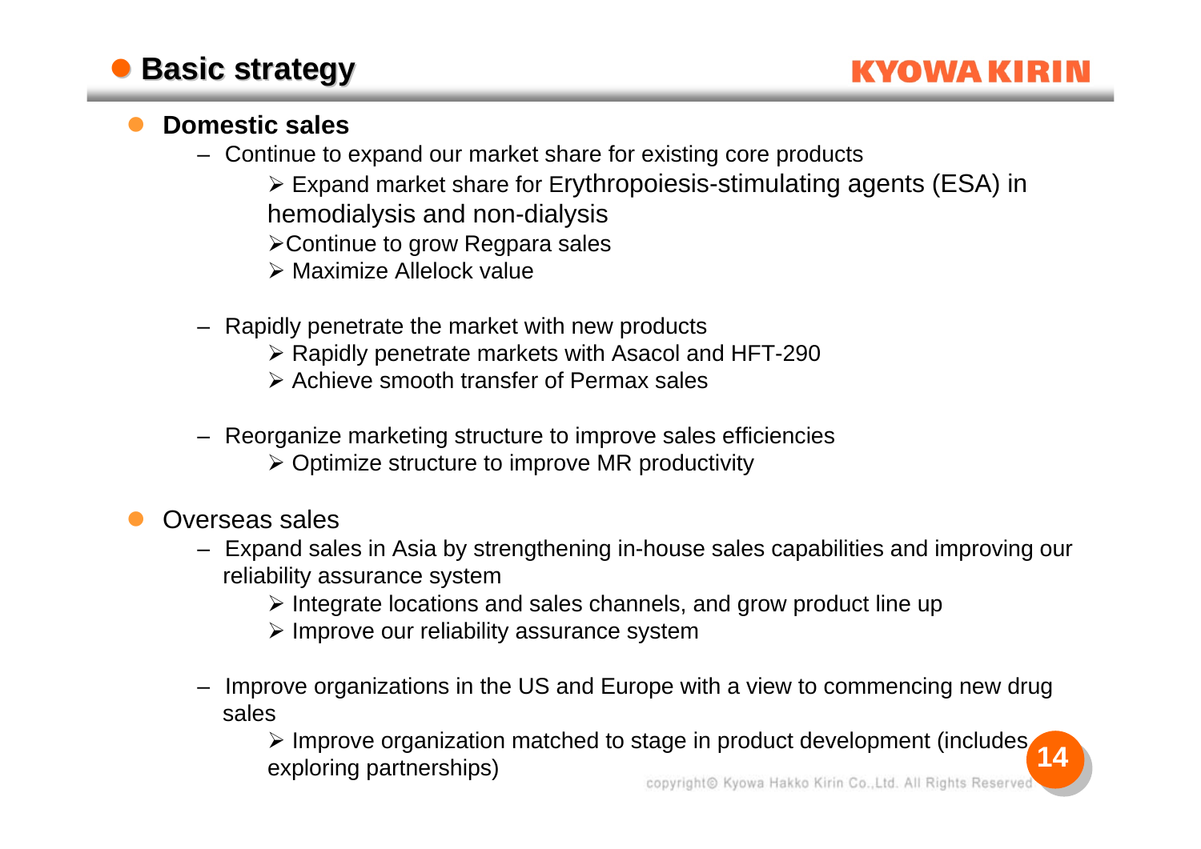# Basic strategy

- **Domestic sales**
  - Continue to expand our market share for existing core products
    - Expand market share for Erythropoiesis-stimulating agents (ESA) in hemodialysis and non-dialysis
    - Continue to grow Regpara sales
    - Maximize Allelock value
  - Rapidly penetrate the market with new products
    - Rapidly penetrate markets with Asacol and HFT-290
    - Achieve smooth transfer of Permax sales
  - Reorganize marketing structure to improve sales efficiencies
    - Optimize structure to improve MR productivity
- Overseas sales
  - Expand sales in Asia by strengthening in-house sales capabilities and improving our reliability assurance system
    - Integrate locations and sales channels, and grow product line up
    - Improve our reliability assurance system
  - Improve organizations in the US and Europe with a view to commencing new drug sales
    - Improve organization matched to stage in product development (includes exploring partnerships)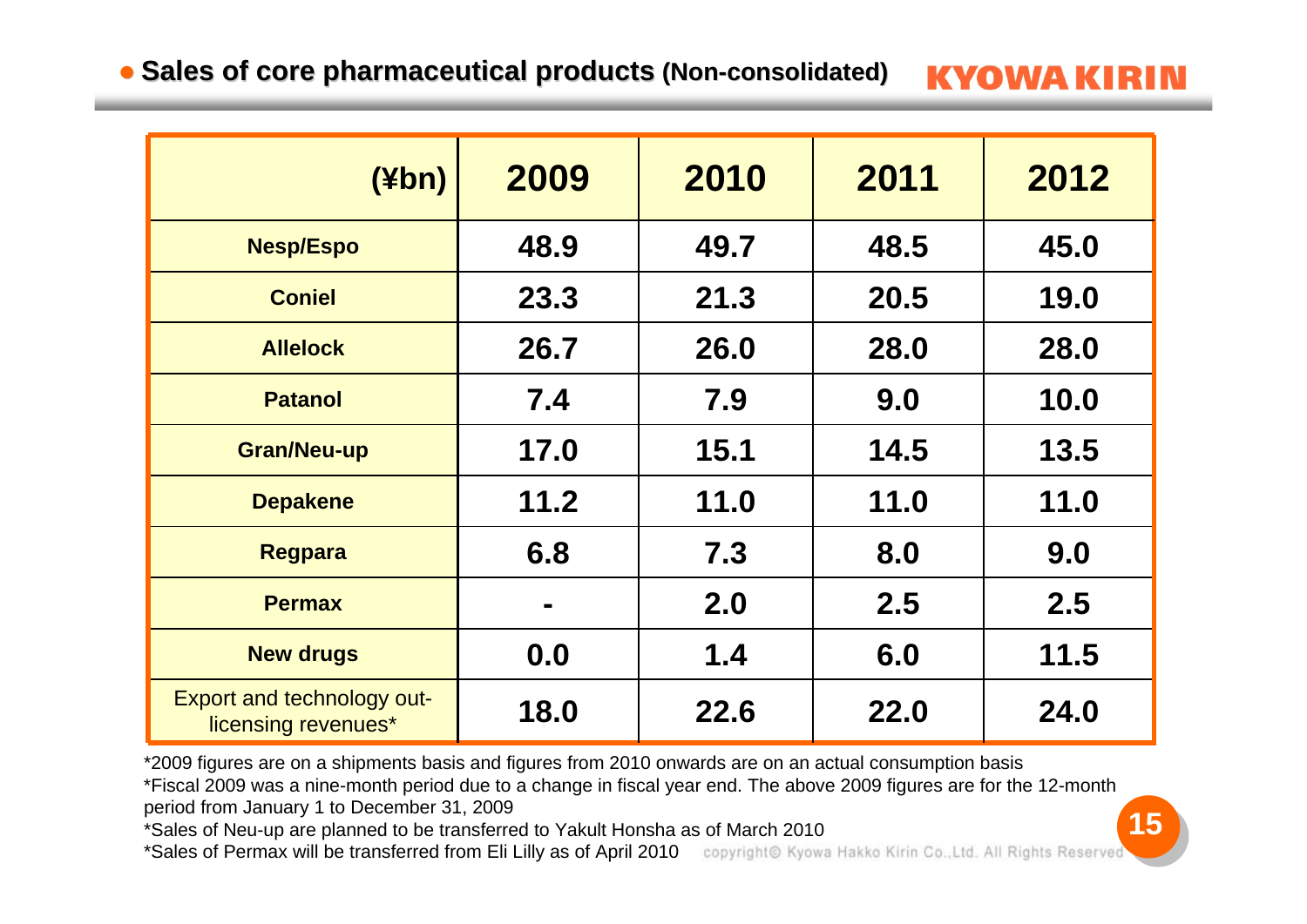## ● Sales of core pharmaceutical products (Non-consolidated)

| (¥bn) | 2009 | 2010 | 2011 | 2012 |
|---|---|---|---|---|
| Nesp/Espo | 48.9 | 49.7 | 48.5 | 45.0 |
| Coniel | 23.3 | 21.3 | 20.5 | 19.0 |
| Allelock | 26.7 | 26.0 | 28.0 | 28.0 |
| Patanol | 7.4 | 7.9 | 9.0 | 10.0 |
| Gran/Neu-up | 17.0 | 15.1 | 14.5 | 13.5 |
| Depakene | 11.2 | 11.0 | 11.0 | 11.0 |
| Regpara | 6.8 | 7.3 | 8.0 | 9.0 |
| Permax | - | 2.0 | 2.5 | 2.5 |
| New drugs | 0.0 | 1.4 | 6.0 | 11.5 |
| Export and technology out-licensing revenues* | 18.0 | 22.6 | 22.0 | 24.0 |

*2009 figures are on a shipments basis and figures from 2010 onwards are on an actual consumption basis

*Fiscal 2009 was a nine-month period due to a change in fiscal year end. The above 2009 figures are for the 12-month period from January 1 to December 31, 2009

*Sales of Neu-up are planned to be transferred to Yakult Honsha as of March 2010

*Sales of Permax will be transferred from Eli Lilly as of April 2010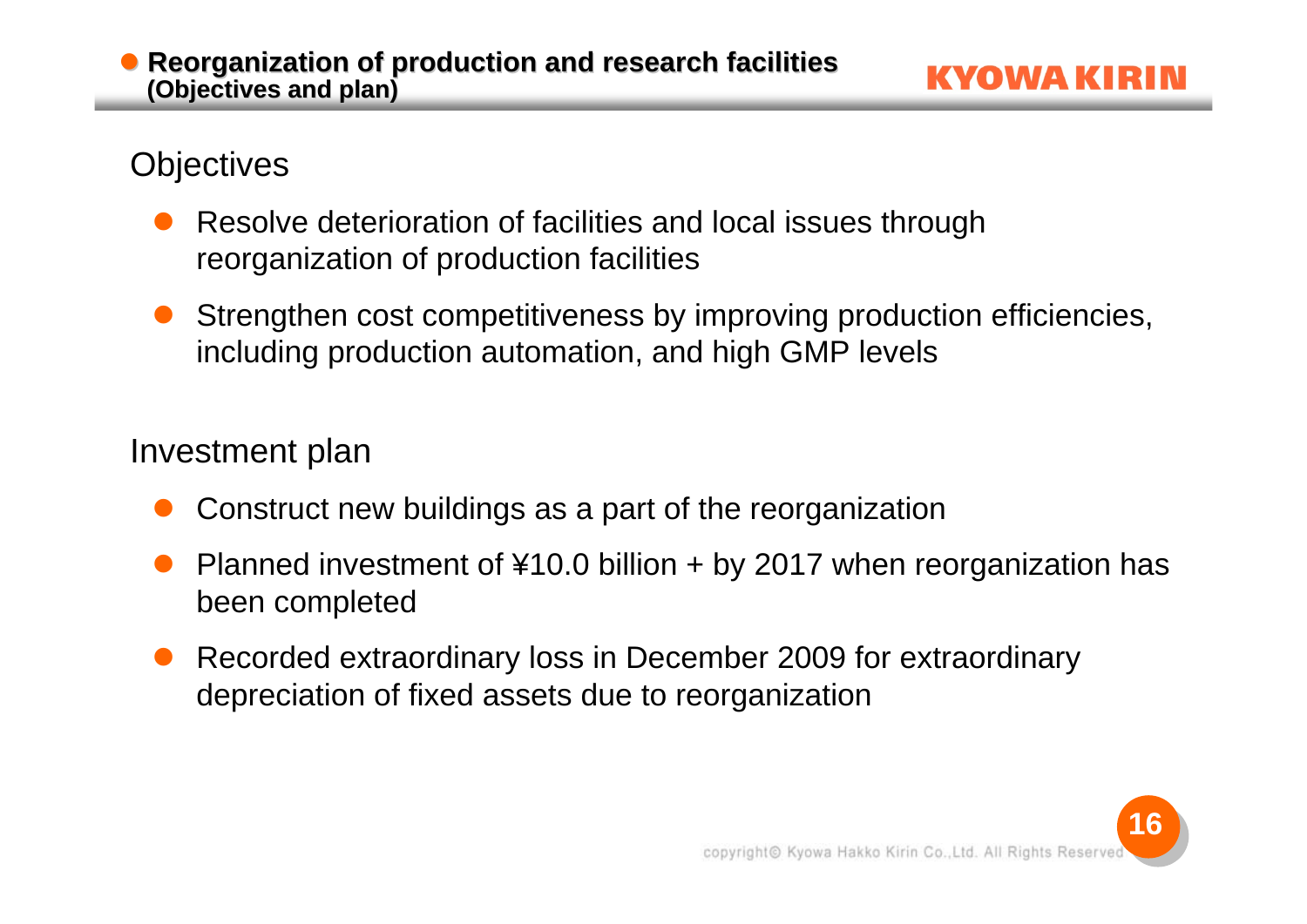## Reorganization of production and research facilities (Objectives and plan)

### Objectives

- Resolve deterioration of facilities and local issues through reorganization of production facilities
- Strengthen cost competitiveness by improving production efficiencies, including production automation, and high GMP levels

### Investment plan

- Construct new buildings as a part of the reorganization
- Planned investment of ¥10.0 billion + by 2017 when reorganization has been completed
- Recorded extraordinary loss in December 2009 for extraordinary depreciation of fixed assets due to reorganization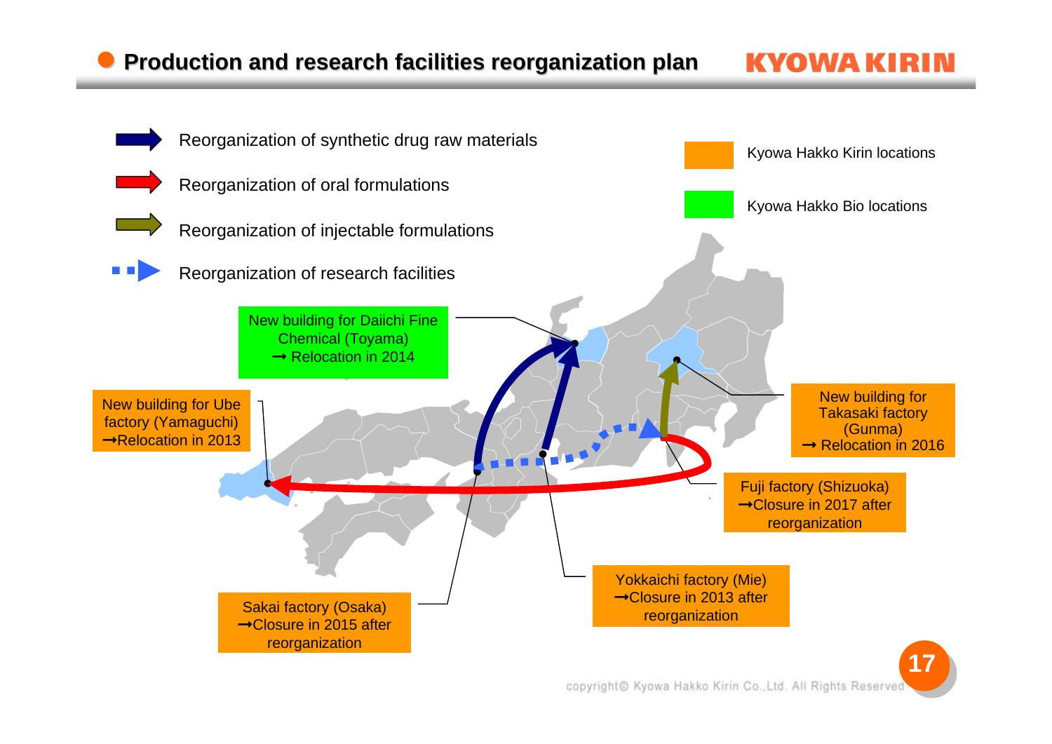# Production and research facilities reorganization plan

- Reorganization of synthetic drug raw materials
- Reorganization of oral formulations
- Reorganization of injectable formulations
- Reorganization of research facilities

Kyowa Hakko Kirin locations

Kyowa Hakko Bio locations

New building for Daiichi Fine Chemical (Toyama)
→ Relocation in 2014

New building for Ube factory (Yamaguchi)
→Relocation in 2013

New building for Takasaki factory (Gunma)
→ Relocation in 2016

Fuji factory (Shizuoka)
→Closure in 2017 after reorganization

Yokkaichi factory (Mie)
→Closure in 2013 after reorganization

Sakai factory (Osaka)
→Closure in 2015 after reorganization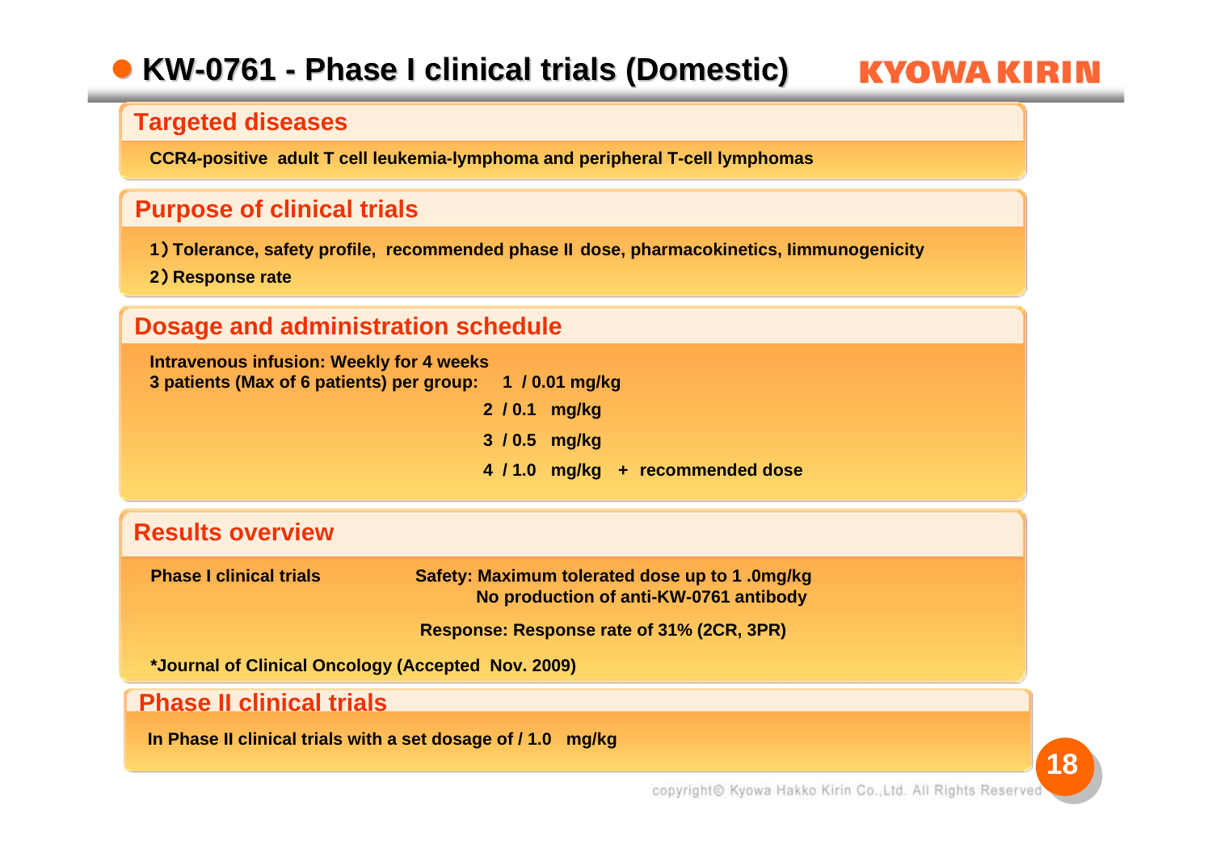# KW-0761 - Phase I clinical trials (Domestic)

## Targeted diseases

CCR4-positive adult T cell leukemia-lymphoma and peripheral T-cell lymphomas

## Purpose of clinical trials

1）Tolerance, safety profile, recommended phase II dose, pharmacokinetics, Iimmunogenicity

2）Response rate

## Dosage and administration schedule

Intravenous infusion: Weekly for 4 weeks

3 patients (Max of 6 patients) per group:

1 / 0.01 mg/kg

2 / 0.1 mg/kg

3 / 0.5 mg/kg

4 / 1.0 mg/kg + recommended dose

## Results overview

**Phase I clinical trials**

Safety: Maximum tolerated dose up to 1 .0mg/kg

No production of anti-KW-0761 antibody

Response: Response rate of 31% (2CR, 3PR)

*Journal of Clinical Oncology (Accepted Nov. 2009)

## Phase II clinical trials

In Phase II clinical trials with a set dosage of / 1.0 mg/kg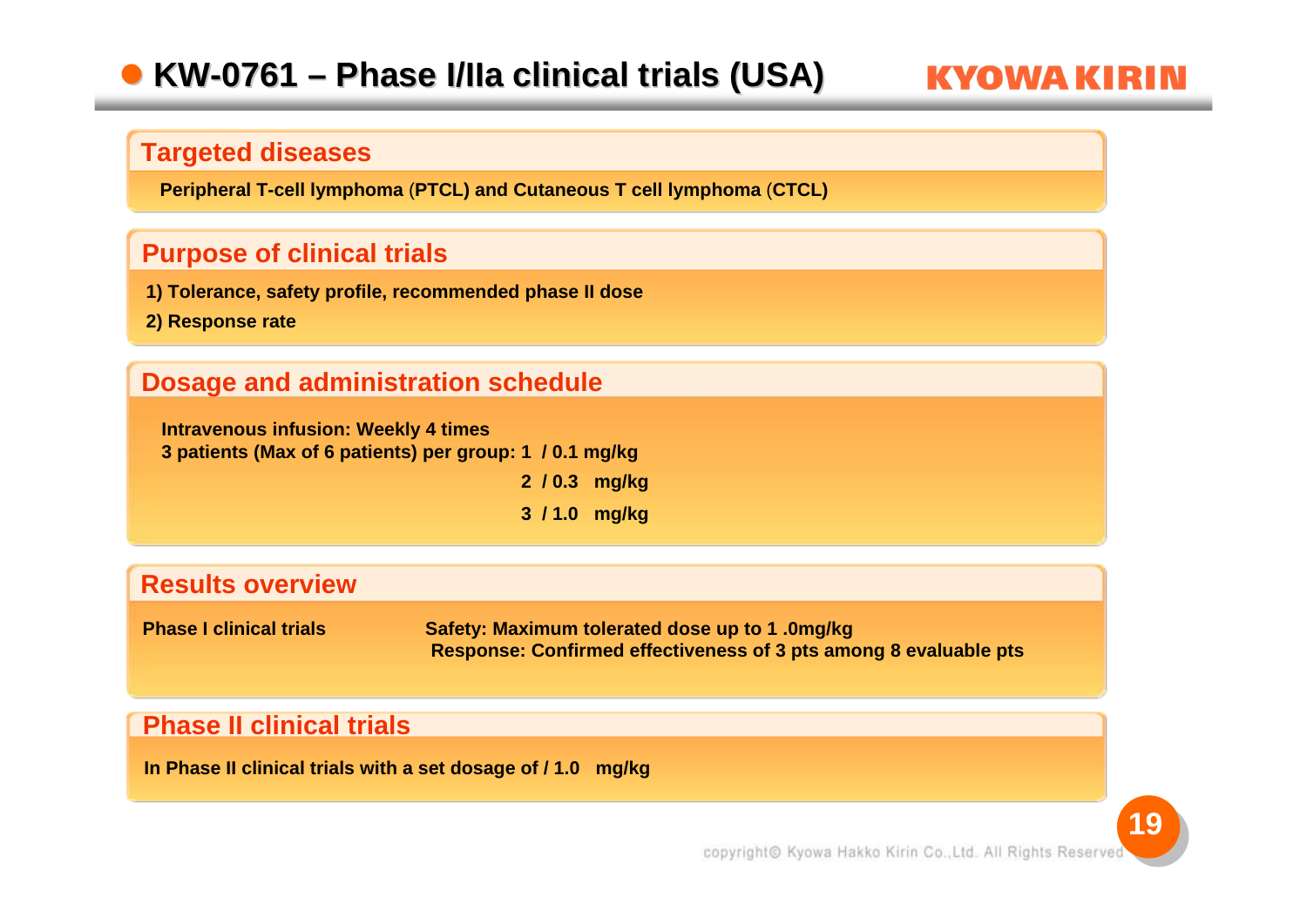# KW-0761 – Phase I/IIa clinical trials (USA)

KYOWA KIRIN

## Targeted diseases

**Peripheral T-cell lymphoma (PTCL) and Cutaneous T cell lymphoma (CTCL)**

## Purpose of clinical trials

**1) Tolerance, safety profile, recommended phase II dose**

**2) Response rate**

## Dosage and administration schedule

**Intravenous infusion: Weekly 4 times**

**3 patients (Max of 6 patients) per group: 1 / 0.1 mg/kg**

**2 / 0.3 mg/kg**

**3 / 1.0 mg/kg**

## Results overview

| | |
|---|---|
| **Phase I clinical trials** | **Safety: Maximum tolerated dose up to 1 .0mg/kg**<br>**Response: Confirmed effectiveness of 3 pts among 8 evaluable pts** |

## Phase II clinical trials

**In Phase II clinical trials with a set dosage of / 1.0 mg/kg**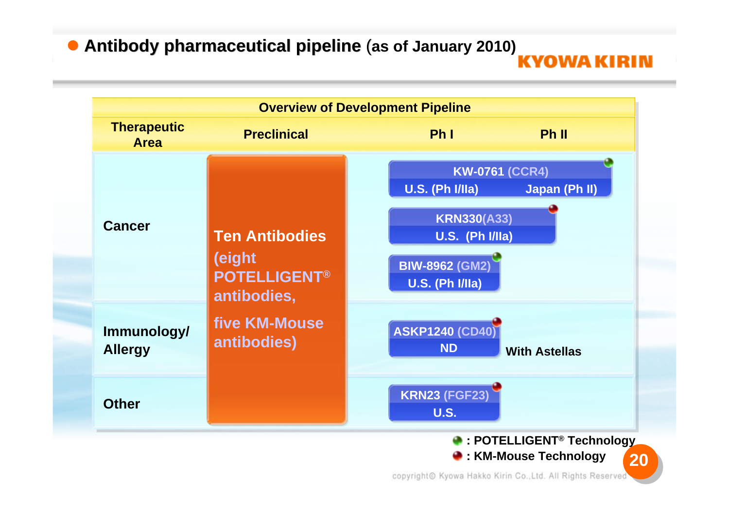## Antibody pharmaceutical pipeline (as of January 2010)

KYOWA KIRIN

**Overview of Development Pipeline**

| Therapeutic Area | Preclinical | Ph I | Ph II |
|---|---|---|---|
| Cancer | Ten Antibodies (eight POTELLIGENT® antibodies, five KM-Mouse antibodies) | KW-0761 (CCR4) ● U.S. (Ph I/IIa) | Japan (Ph II) |
| | | KRN330(A33) ● U.S. (Ph I/IIa) | |
| | | BIW-8962 (GM2) ● U.S. (Ph I/IIa) | |
| Immunology/ Allergy | | ASKP1240 (CD40) ● ND | With Astellas |
| Other | | KRN23 (FGF23) ● U.S. | |

Legend:

- ● (green): POTELLIGENT® Technology — KW-0761 (CCR4), BIW-8962 (GM2)
- ● (red): KM-Mouse Technology — KRN330(A33), ASKP1240 (CD40), KRN23 (FGF23)

copyright© Kyowa Hakko Kirin Co.,Ltd. All Rights Reserved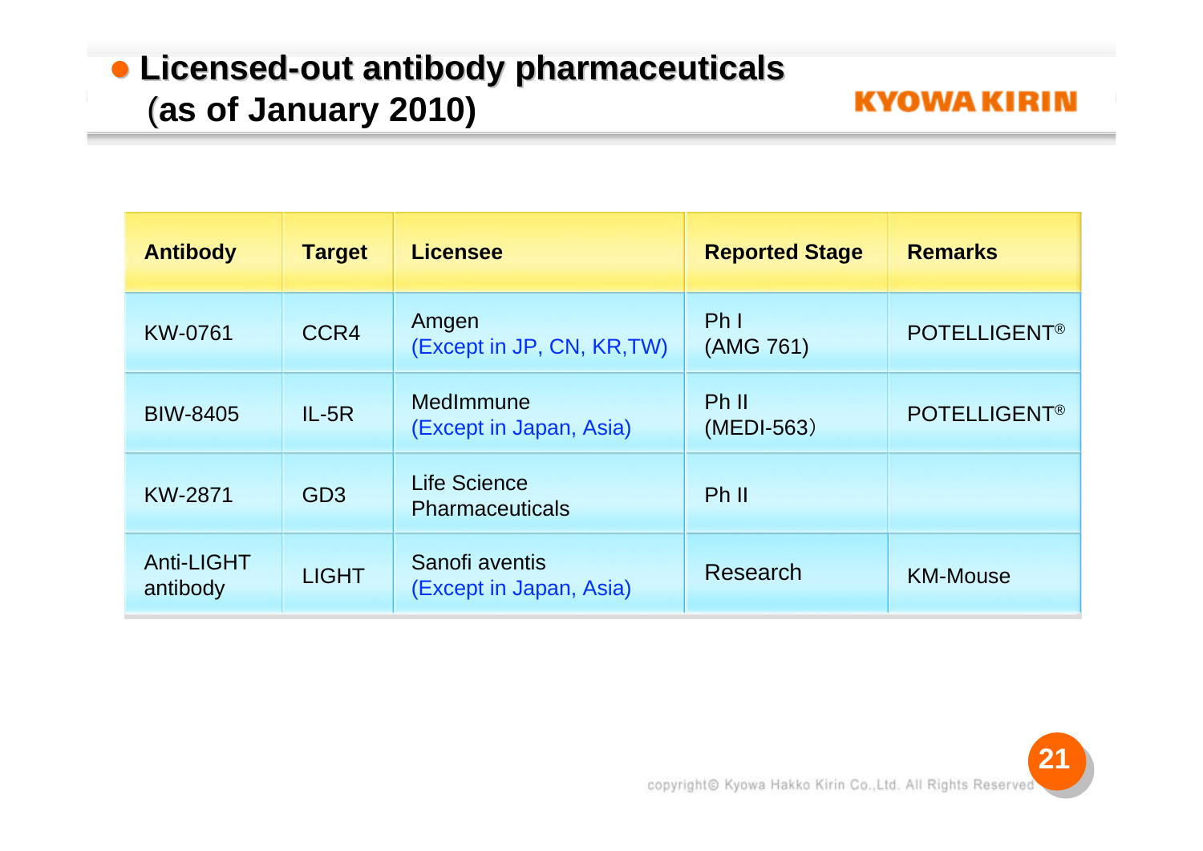## Licensed-out antibody pharmaceuticals (as of January 2010)

| Antibody | Target | Licensee | Reported Stage | Remarks |
|---|---|---|---|---|
| KW-0761 | CCR4 | Amgen (Except in JP, CN, KR,TW) | Ph I (AMG 761) | POTELLIGENT® |
| BIW-8405 | IL-5R | MedImmune (Except in Japan, Asia) | Ph II (MEDI-563) | POTELLIGENT® |
| KW-2871 | GD3 | Life Science Pharmaceuticals | Ph II | |
| Anti-LIGHT antibody | LIGHT | Sanofi aventis (Except in Japan, Asia) | Research | KM-Mouse |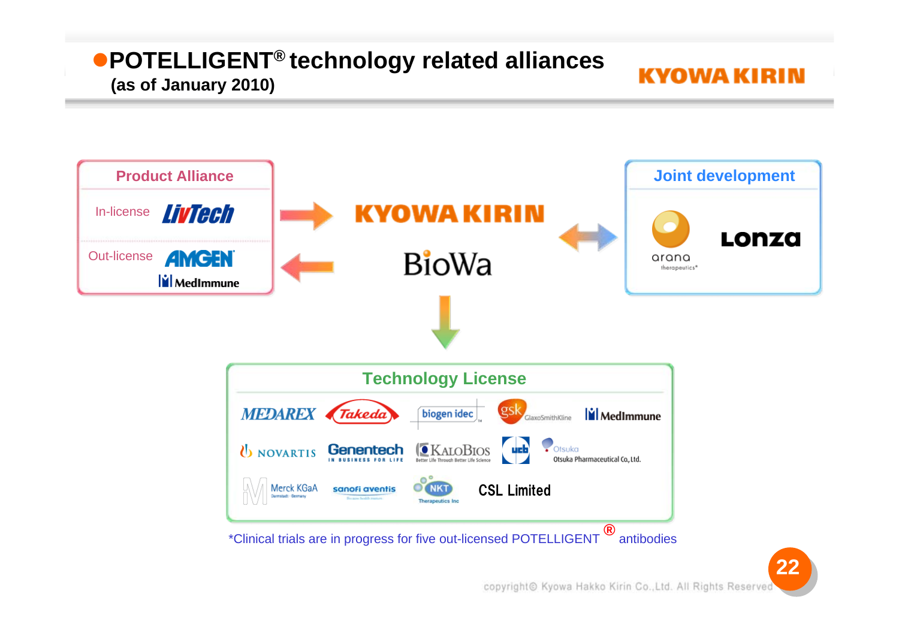# ●POTELLIGENT® technology related alliances
**(as of January 2010)**

KYOWA KIRIN

## Product Alliance

- In-license: LivTech
- Out-license: AMGEN, MedImmune

KYOWA KIRIN

BioWa

## Joint development

- arana therapeutics
- Lonza

## Technology License

MEDAREX, Takeda, biogen idec, gsk GlaxoSmithKline, MedImmune, NOVARTIS, Genentech, KaloBios, ucb, Otsuka Pharmaceutical Co., Ltd., Merck KGaA, sanofi aventis, NKT Therapeutics Inc, CSL Limited

*Clinical trials are in progress for five out-licensed POTELLIGENT® antibodies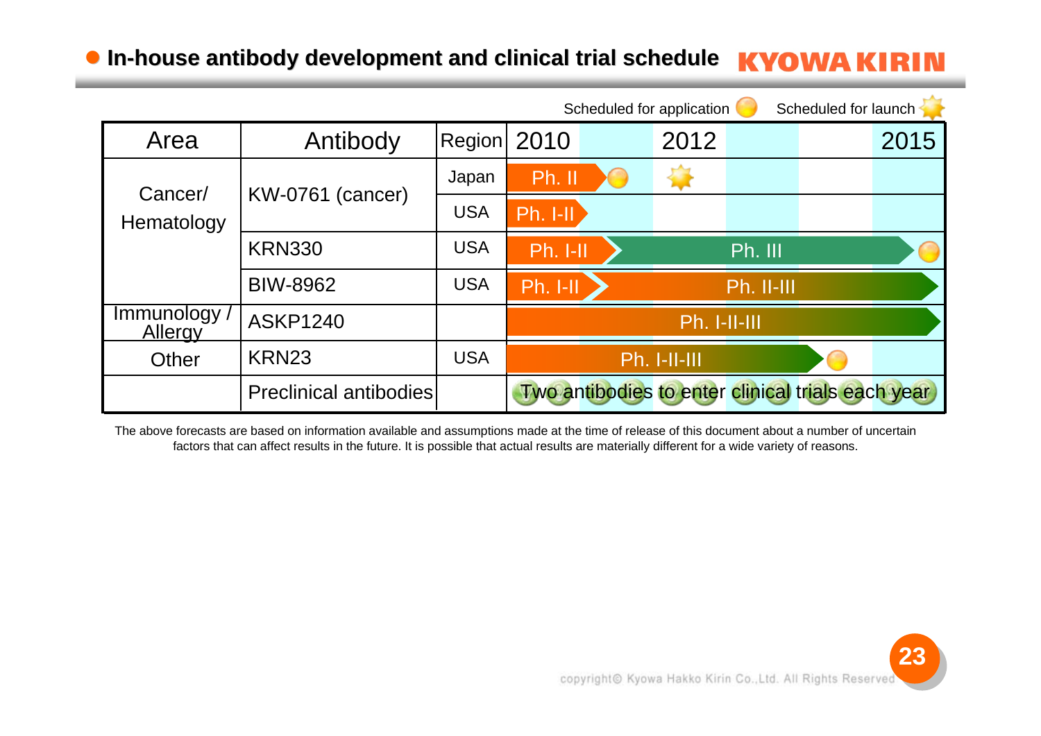## In-house antibody development and clinical trial schedule

Scheduled for application ● Scheduled for launch ☀

| Area | Antibody | Region | 2010 | | 2012 | | 2015 |
|---|---|---|---|---|---|---|---|
| Cancer/ Hematology | KW-0761 (cancer) | Japan | Ph. II ● | | ☀ | | |
| | | USA | Ph. I-II | | | | |
| | KRN330 | USA | Ph. I-II → Ph. III ● | | | | |
| | BIW-8962 | USA | Ph. I-II → Ph. II-III | | | | |
| Immunology / Allergy | ASKP1240 | | Ph. I-II-III | | | | |
| Other | KRN23 | USA | Ph. I-II-III ● | | | | |
| | Preclinical antibodies | | Two antibodies to enter clinical trials each year | | | | |

The above forecasts are based on information available and assumptions made at the time of release of this document about a number of uncertain factors that can affect results in the future. It is possible that actual results are materially different for a wide variety of reasons.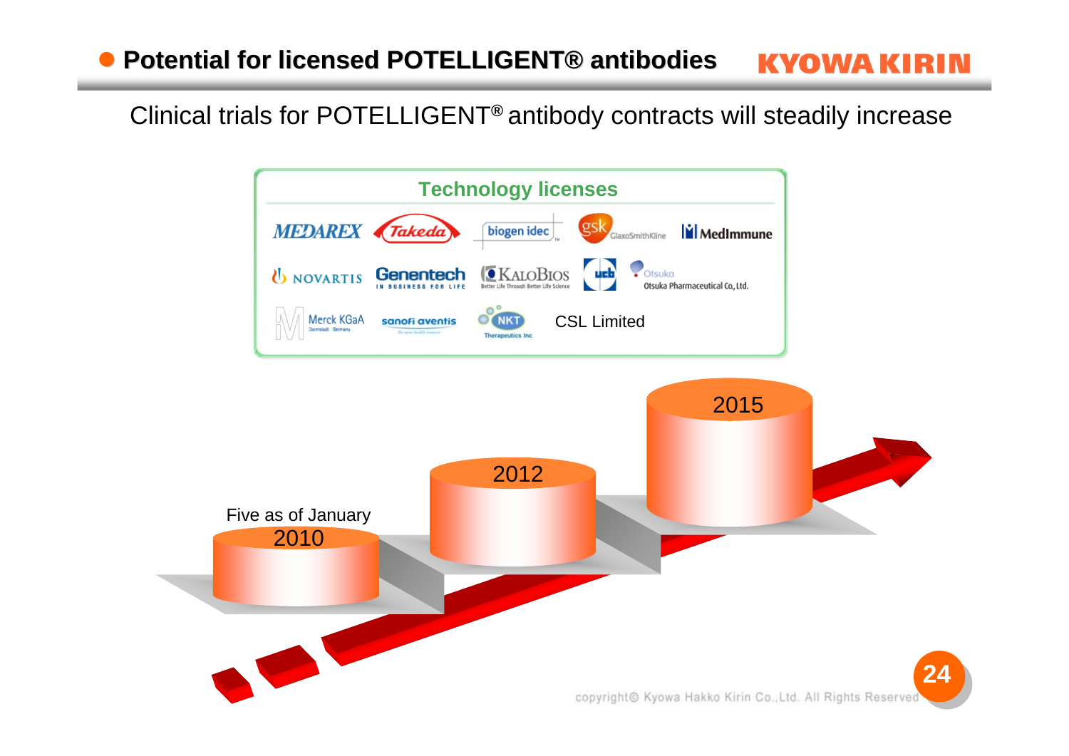## Potential for licensed POTELLIGENT® antibodies

Clinical trials for POTELLIGENT® antibody contracts will steadily increase

**Technology licenses**

MEDAREX, Takeda, biogen idec, GlaxoSmithKline, MedImmune, NOVARTIS, Genentech, KaloBios, ucb, Otsuka Pharmaceutical Co., Ltd., Merck KGaA, sanofi aventis, NKT Therapeutics Inc, CSL Limited

Five as of January 2010

2012

2015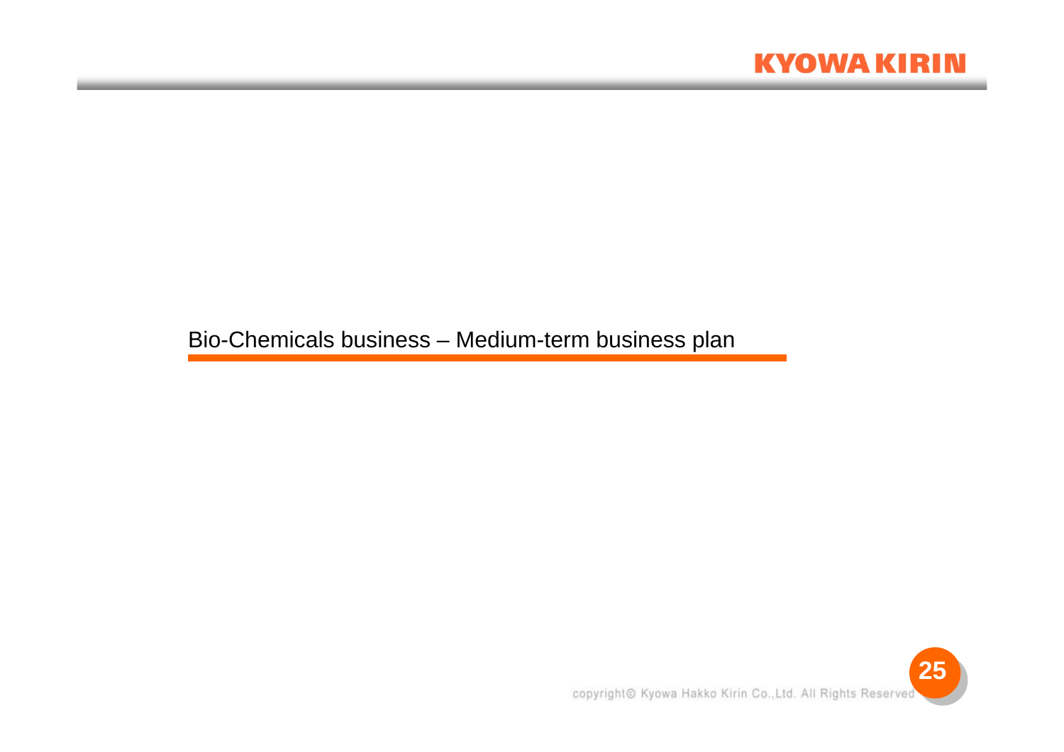## Bio-Chemicals business – Medium-term business plan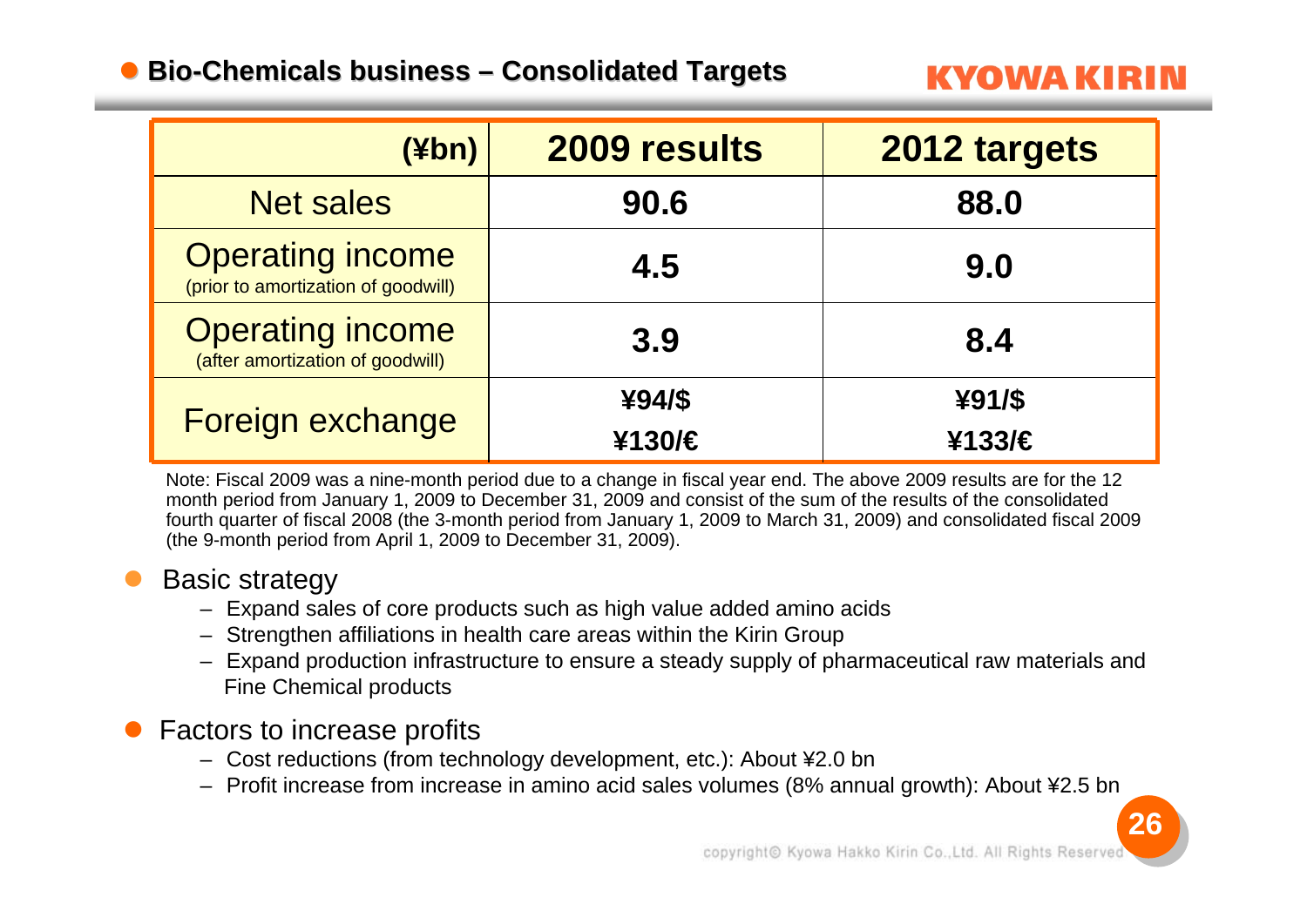## Bio-Chemicals business – Consolidated Targets

| (¥bn) | 2009 results | 2012 targets |
|---|---|---|
| Net sales | 90.6 | 88.0 |
| Operating income (prior to amortization of goodwill) | 4.5 | 9.0 |
| Operating income (after amortization of goodwill) | 3.9 | 8.4 |
| Foreign exchange | ¥94/$ ¥130/€ | ¥91/$ ¥133/€ |

Note: Fiscal 2009 was a nine-month period due to a change in fiscal year end. The above 2009 results are for the 12 month period from January 1, 2009 to December 31, 2009 and consist of the sum of the results of the consolidated fourth quarter of fiscal 2008 (the 3-month period from January 1, 2009 to March 31, 2009) and consolidated fiscal 2009 (the 9-month period from April 1, 2009 to December 31, 2009).

- Basic strategy
  - Expand sales of core products such as high value added amino acids
  - Strengthen affiliations in health care areas within the Kirin Group
  - Expand production infrastructure to ensure a steady supply of pharmaceutical raw materials and Fine Chemical products
- Factors to increase profits
  - Cost reductions (from technology development, etc.): About ¥2.0 bn
  - Profit increase from increase in amino acid sales volumes (8% annual growth): About ¥2.5 bn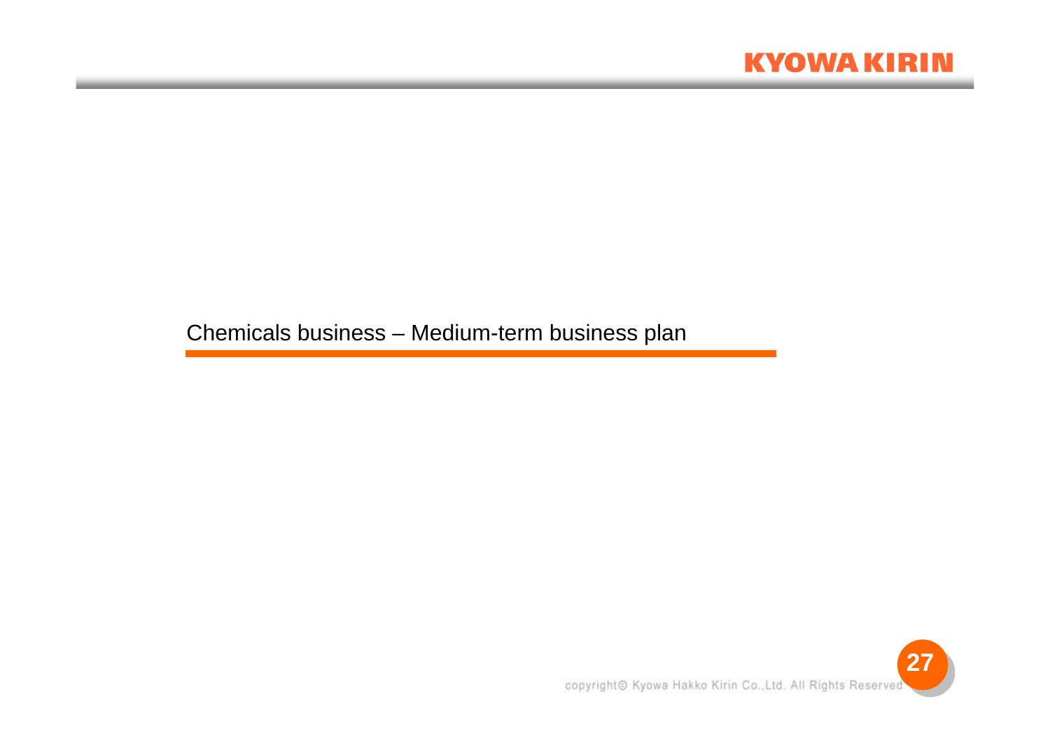## Chemicals business – Medium-term business plan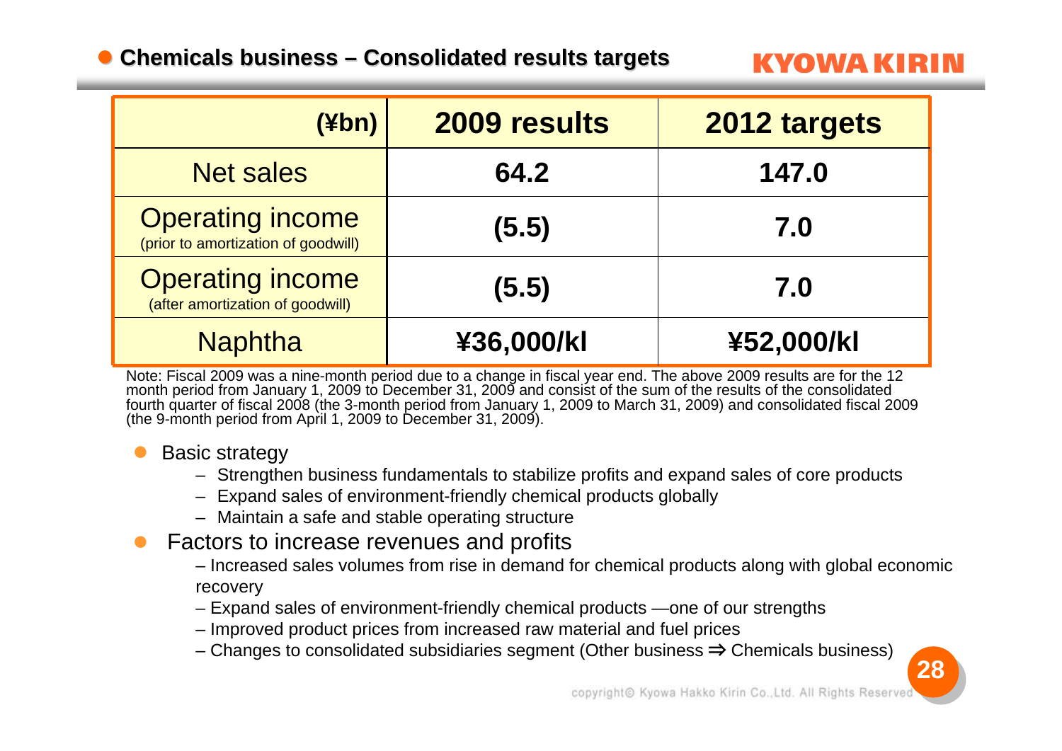## Chemicals business – Consolidated results targets

| (¥bn) | 2009 results | 2012 targets |
|---|---|---|
| Net sales | 64.2 | 147.0 |
| Operating income (prior to amortization of goodwill) | (5.5) | 7.0 |
| Operating income (after amortization of goodwill) | (5.5) | 7.0 |
| Naphtha | ¥36,000/kl | ¥52,000/kl |

Note: Fiscal 2009 was a nine-month period due to a change in fiscal year end. The above 2009 results are for the 12 month period from January 1, 2009 to December 31, 2009 and consist of the sum of the results of the consolidated fourth quarter of fiscal 2008 (the 3-month period from January 1, 2009 to March 31, 2009) and consolidated fiscal 2009 (the 9-month period from April 1, 2009 to December 31, 2009).

- Basic strategy
  - Strengthen business fundamentals to stabilize profits and expand sales of core products
  - Expand sales of environment-friendly chemical products globally
  - Maintain a safe and stable operating structure
- Factors to increase revenues and profits
  - Increased sales volumes from rise in demand for chemical products along with global economic recovery
  - Expand sales of environment-friendly chemical products —one of our strengths
  - Improved product prices from increased raw material and fuel prices
  - Changes to consolidated subsidiaries segment (Other business ⇒ Chemicals business)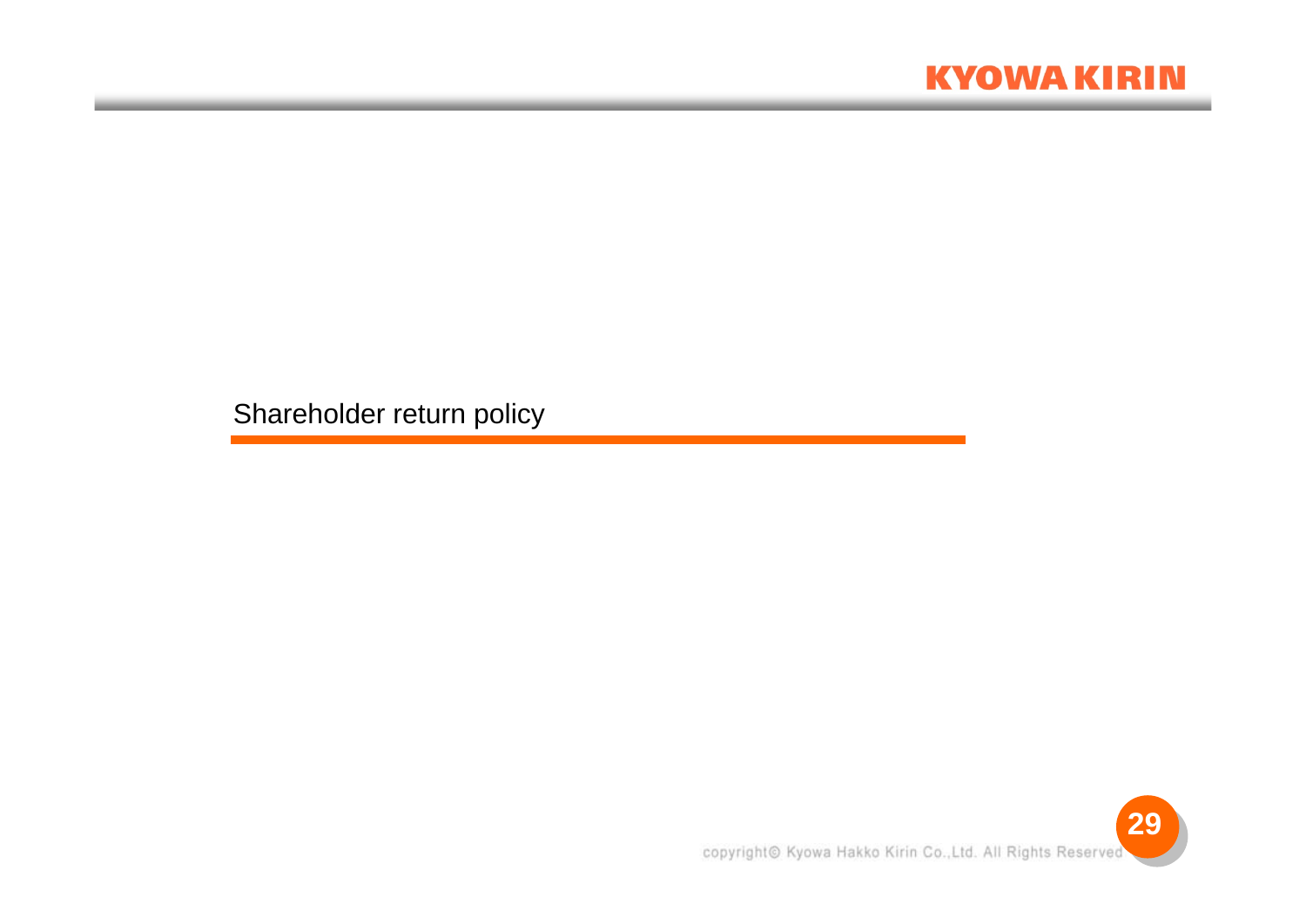# Shareholder return policy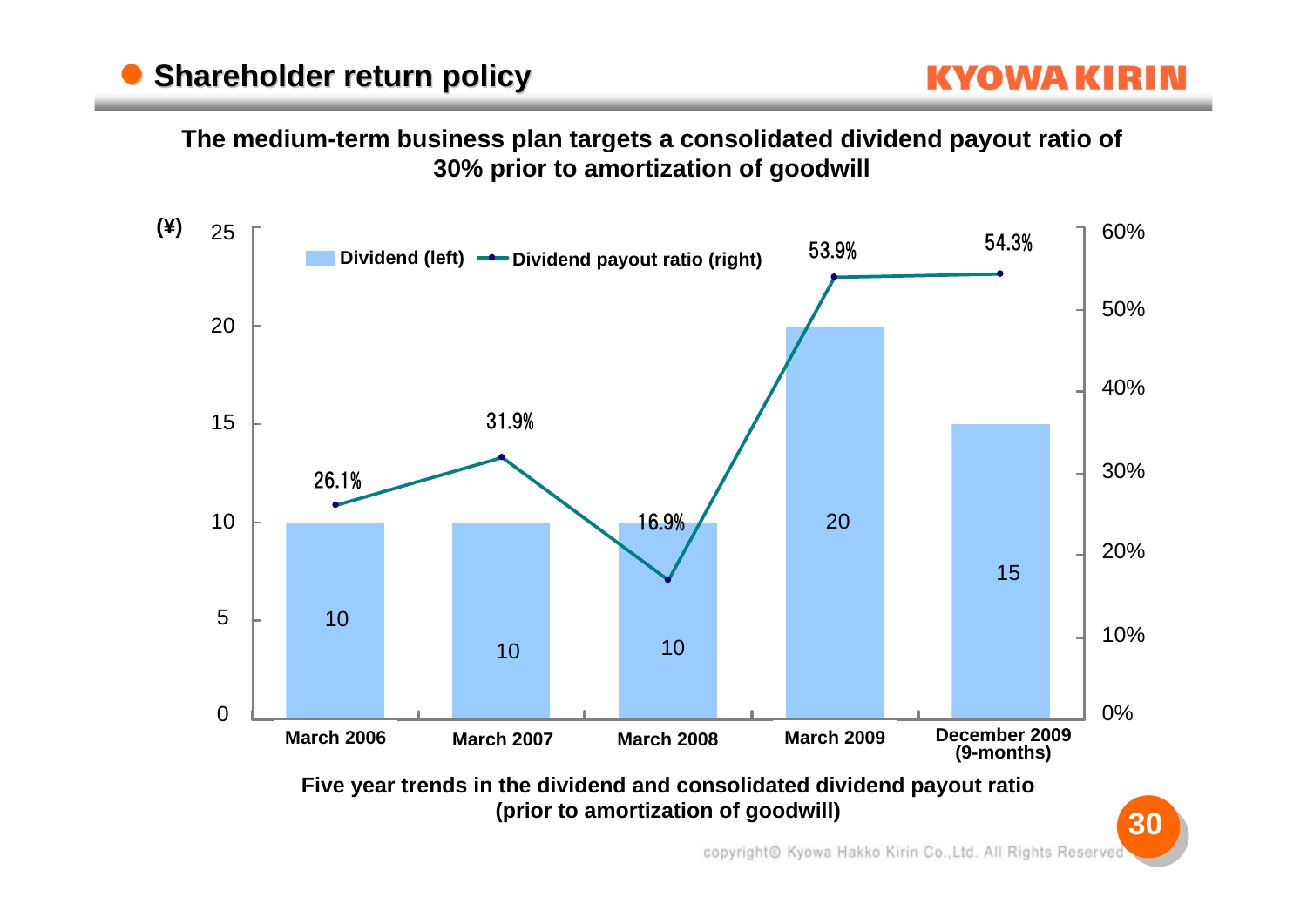## Shareholder return policy

**The medium-term business plan targets a consolidated dividend payout ratio of 30% prior to amortization of goodwill**

| | March 2006 | March 2007 | March 2008 | March 2009 | December 2009 (9-months) |
|---|---|---|---|---|---|
| Dividend (left) (¥) | 10 | 10 | 10 | 20 | 15 |
| Dividend payout ratio (right) | 26.1% | 31.9% | 16.9% | 53.9% | 54.3% |

**Five year trends in the dividend and consolidated dividend payout ratio (prior to amortization of goodwill)**

copyright© Kyowa Hakko Kirin Co.,Ltd. All Rights Reserved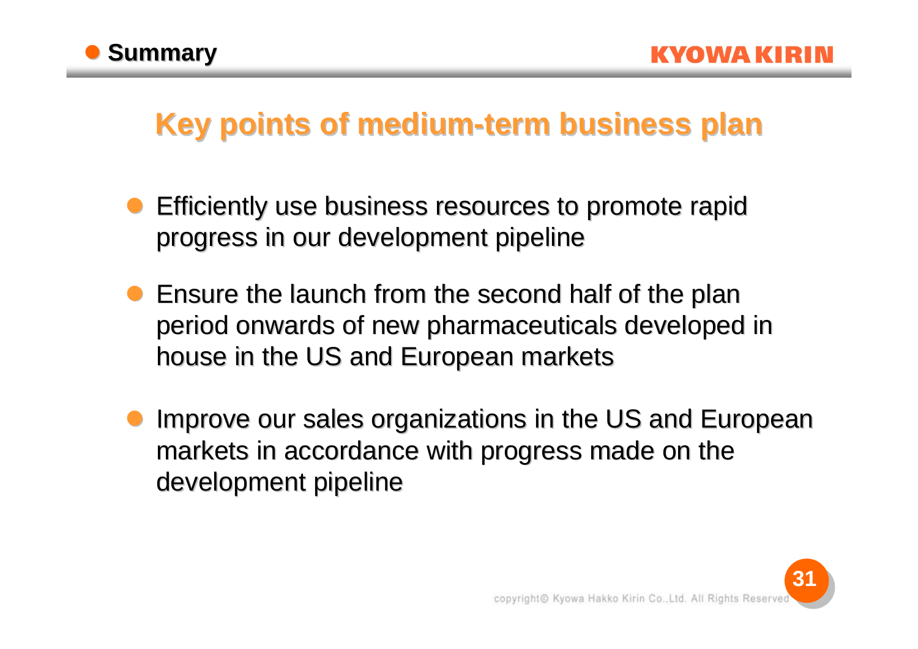## Summary

# Key points of medium-term business plan

- Efficiently use business resources to promote rapid progress in our development pipeline
- Ensure the launch from the second half of the plan period onwards of new pharmaceuticals developed in house in the US and European markets
- Improve our sales organizations in the US and European markets in accordance with progress made on the development pipeline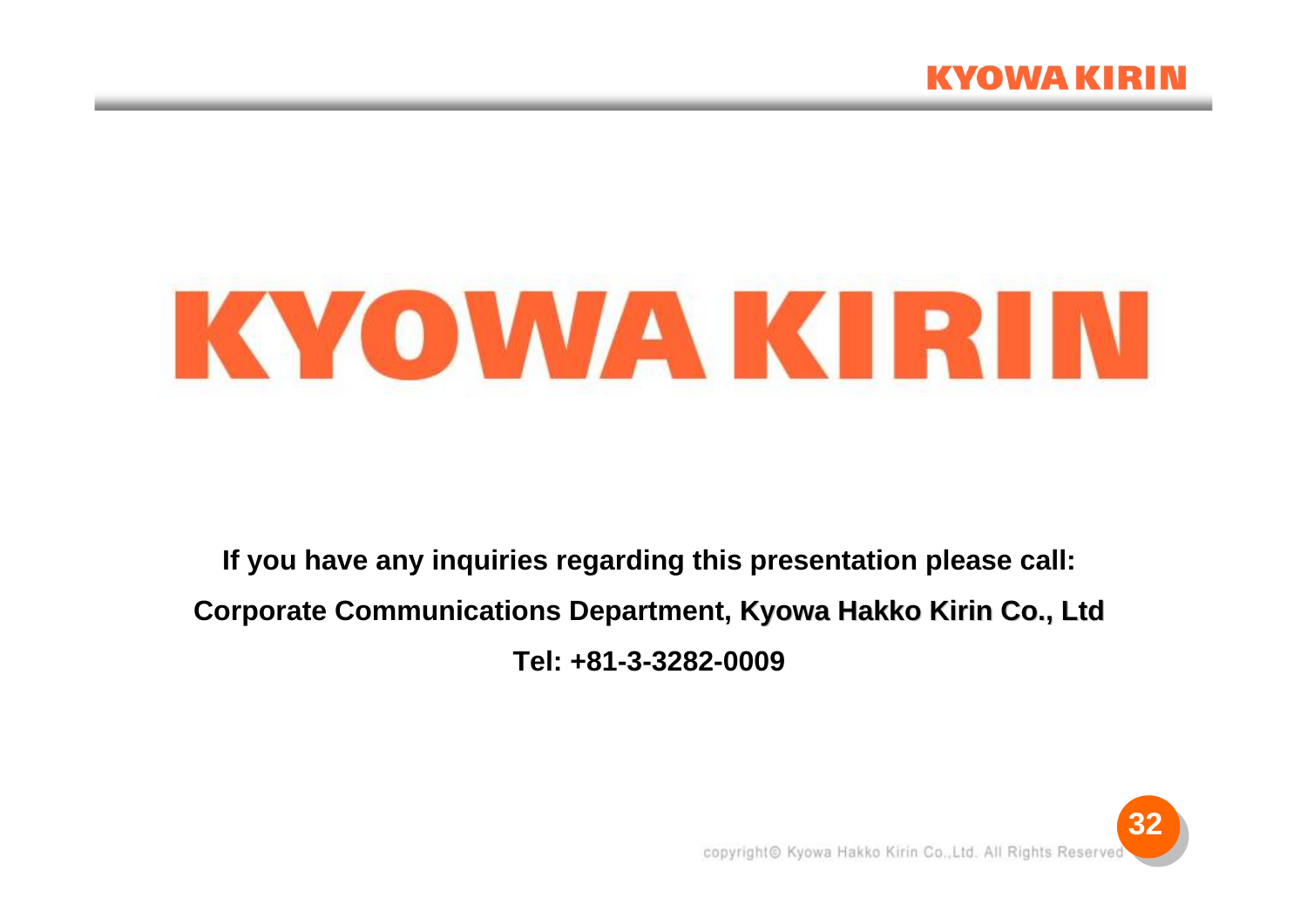# KYOWA KIRIN

**If you have any inquiries regarding this presentation please call:**

**Corporate Communications Department, Kyowa Hakko Kirin Co., Ltd**

**Tel: +81-3-3282-0009**